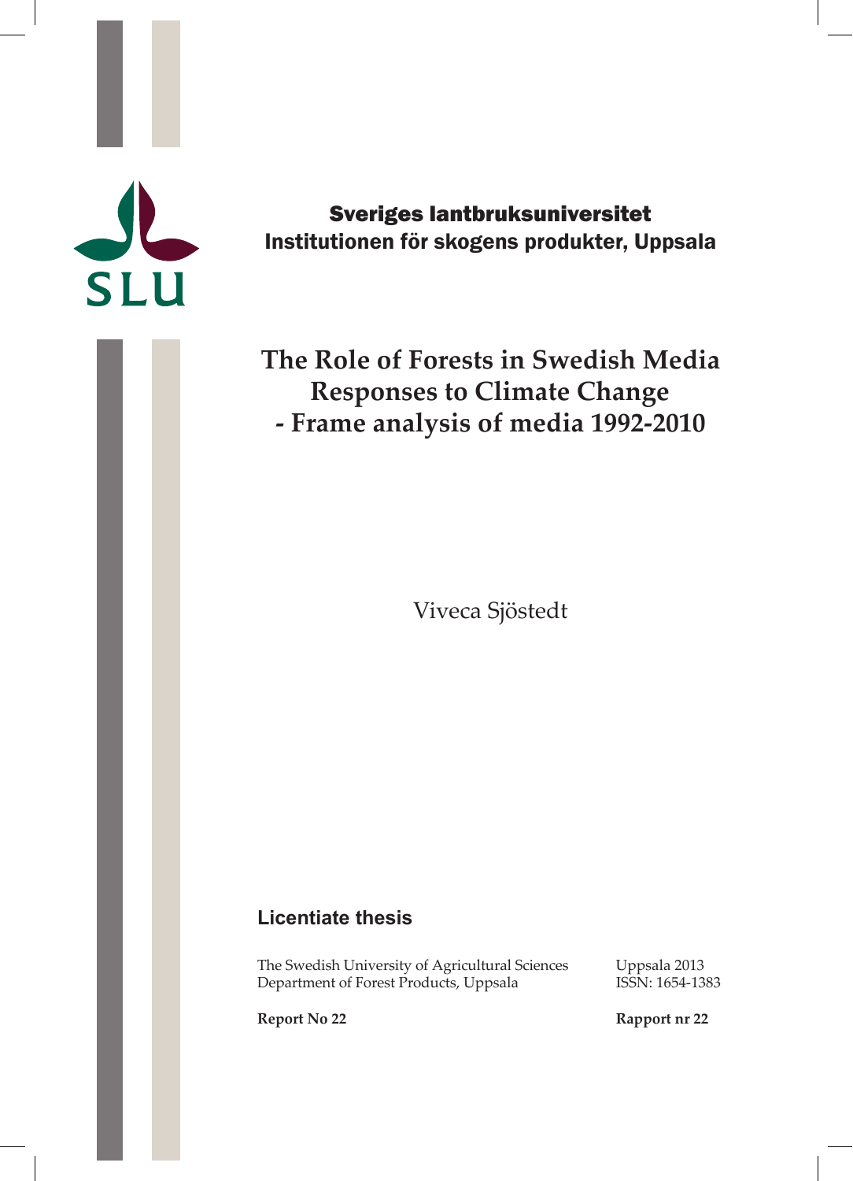SLU

**Sveriges lantbruksuniversitet**
**Institutionen för skogens produkter, Uppsala**

# The Role of Forests in Swedish Media Responses to Climate Change - Frame analysis of media 1992-2010

Viveca Sjöstedt

## Licentiate thesis

The Swedish University of Agricultural Sciences
Department of Forest Products, Uppsala

Uppsala 2013
ISSN: 1654-1383

**Report No 22**

**Rapport nr 22**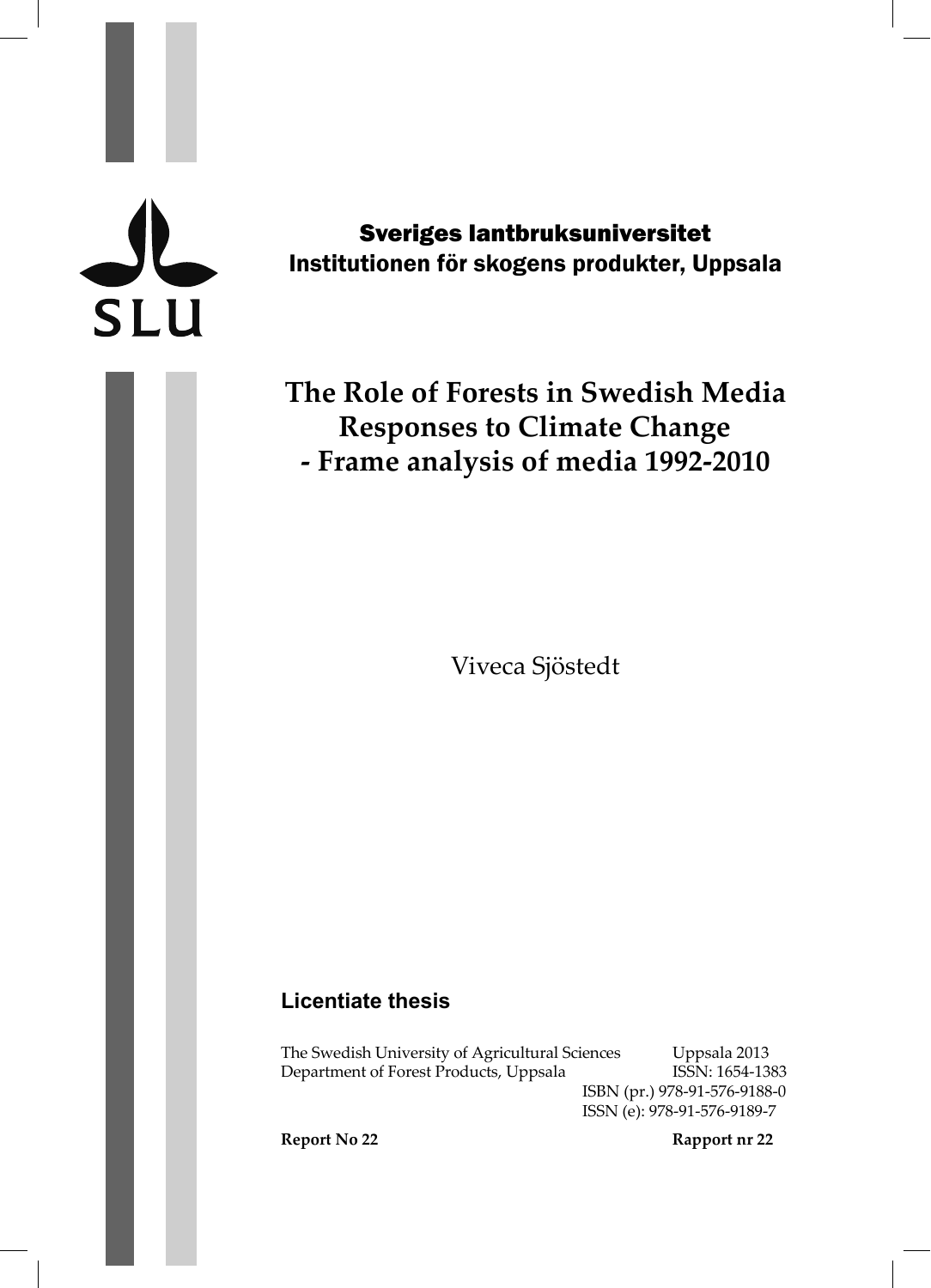SLU

Sveriges lantbruksuniversitet
Institutionen för skogens produkter, Uppsala

# The Role of Forests in Swedish Media Responses to Climate Change - Frame analysis of media 1992-2010

Viveca Sjöstedt

## Licentiate thesis

The Swedish University of Agricultural Sciences
Department of Forest Products, Uppsala

Uppsala 2013
ISSN: 1654-1383
ISBN (pr.) 978-91-576-9188-0
ISSN (e): 978-91-576-9189-7

**Report No 22** **Rapport nr 22**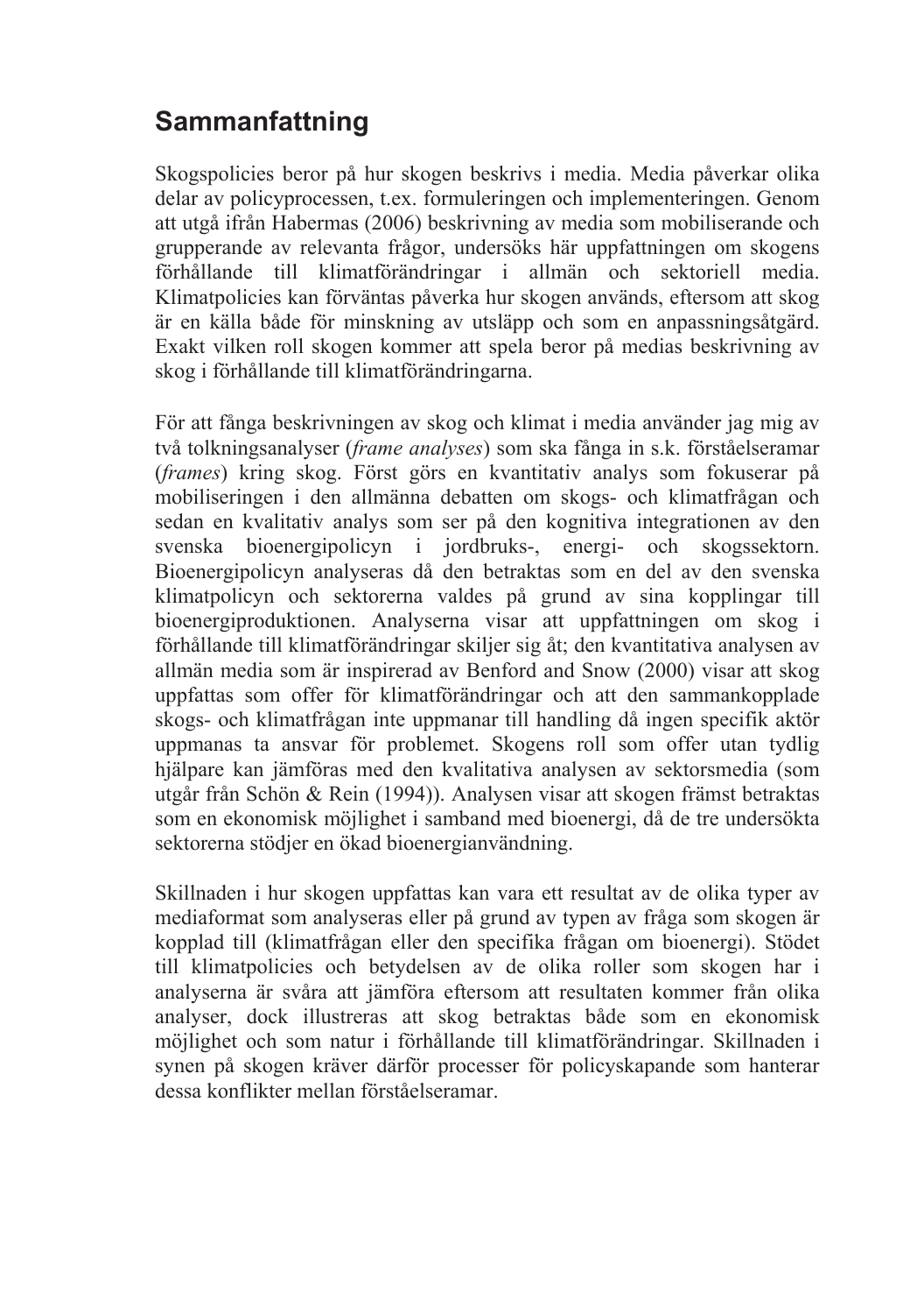# Sammanfattning

Skogspolicies beror på hur skogen beskrivs i media. Media påverkar olika delar av policyprocessen, t.ex. formuleringen och implementeringen. Genom att utgå ifrån Habermas (2006) beskrivning av media som mobiliserande och grupperande av relevanta frågor, undersöks här uppfattningen om skogens förhållande till klimatförändringar i allmän och sektoriell media. Klimatpolicies kan förväntas påverka hur skogen används, eftersom att skog är en källa både för minskning av utsläpp och som en anpassningsåtgärd. Exakt vilken roll skogen kommer att spela beror på medias beskrivning av skog i förhållande till klimatförändringarna.

För att fånga beskrivningen av skog och klimat i media använder jag mig av två tolkningsanalyser (*frame analyses*) som ska fånga in s.k. förståelseramar (*frames*) kring skog. Först görs en kvantitativ analys som fokuserar på mobiliseringen i den allmänna debatten om skogs- och klimatfrågan och sedan en kvalitativ analys som ser på den kognitiva integrationen av den svenska bioenergipolicyn i jordbruks-, energi- och skogssektorn. Bioenergipolicyn analyseras då den betraktas som en del av den svenska klimatpolicyn och sektorerna valdes på grund av sina kopplingar till bioenergiproduktionen. Analyserna visar att uppfattningen om skog i förhållande till klimatförändringar skiljer sig åt; den kvantitativa analysen av allmän media som är inspirerad av Benford and Snow (2000) visar att skog uppfattas som offer för klimatförändringar och att den sammankopplade skogs- och klimatfrågan inte uppmanar till handling då ingen specifik aktör uppmanas ta ansvar för problemet. Skogens roll som offer utan tydlig hjälpare kan jämföras med den kvalitativa analysen av sektorsmedia (som utgår från Schön & Rein (1994)). Analysen visar att skogen främst betraktas som en ekonomisk möjlighet i samband med bioenergi, då de tre undersökta sektorerna stödjer en ökad bioenergianvändning.

Skillnaden i hur skogen uppfattas kan vara ett resultat av de olika typer av mediaformat som analyseras eller på grund av typen av fråga som skogen är kopplad till (klimatfrågan eller den specifika frågan om bioenergi). Stödet till klimatpolicies och betydelsen av de olika roller som skogen har i analyserna är svåra att jämföra eftersom att resultaten kommer från olika analyser, dock illustreras att skog betraktas både som en ekonomisk möjlighet och som natur i förhållande till klimatförändringar. Skillnaden i synen på skogen kräver därför processer för policyskapande som hanterar dessa konflikter mellan förståelseramar.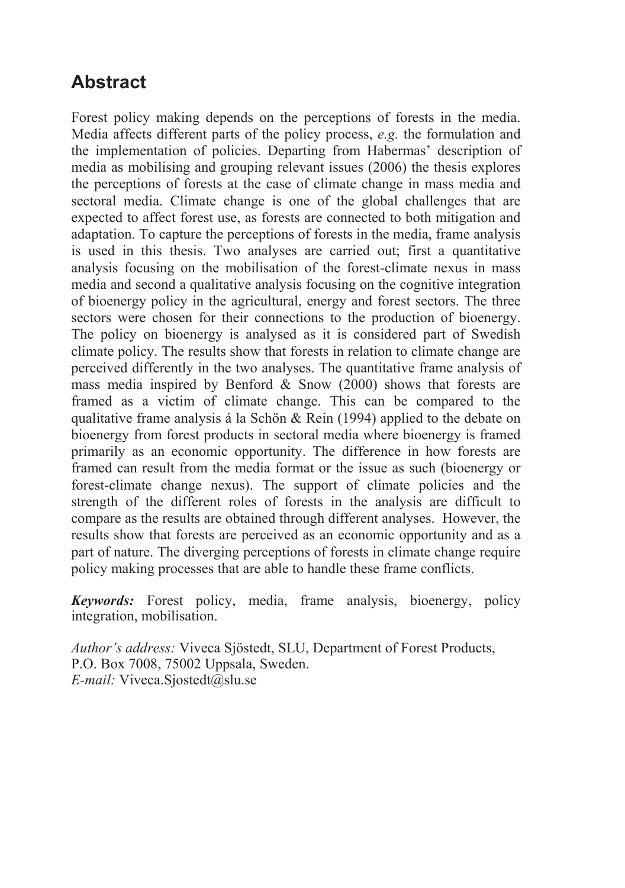# Abstract

Forest policy making depends on the perceptions of forests in the media. Media affects different parts of the policy process, *e.g.* the formulation and the implementation of policies. Departing from Habermas' description of media as mobilising and grouping relevant issues (2006) the thesis explores the perceptions of forests at the case of climate change in mass media and sectoral media. Climate change is one of the global challenges that are expected to affect forest use, as forests are connected to both mitigation and adaptation. To capture the perceptions of forests in the media, frame analysis is used in this thesis. Two analyses are carried out; first a quantitative analysis focusing on the mobilisation of the forest-climate nexus in mass media and second a qualitative analysis focusing on the cognitive integration of bioenergy policy in the agricultural, energy and forest sectors. The three sectors were chosen for their connections to the production of bioenergy. The policy on bioenergy is analysed as it is considered part of Swedish climate policy. The results show that forests in relation to climate change are perceived differently in the two analyses. The quantitative frame analysis of mass media inspired by Benford & Snow (2000) shows that forests are framed as a victim of climate change. This can be compared to the qualitative frame analysis á la Schön & Rein (1994) applied to the debate on bioenergy from forest products in sectoral media where bioenergy is framed primarily as an economic opportunity. The difference in how forests are framed can result from the media format or the issue as such (bioenergy or forest-climate change nexus). The support of climate policies and the strength of the different roles of forests in the analysis are difficult to compare as the results are obtained through different analyses. However, the results show that forests are perceived as an economic opportunity and as a part of nature. The diverging perceptions of forests in climate change require policy making processes that are able to handle these frame conflicts.

***Keywords:*** Forest policy, media, frame analysis, bioenergy, policy integration, mobilisation.

*Author's address:* Viveca Sjöstedt, SLU, Department of Forest Products, P.O. Box 7008, 75002 Uppsala, Sweden.
*E-mail:* Viveca.Sjostedt@slu.se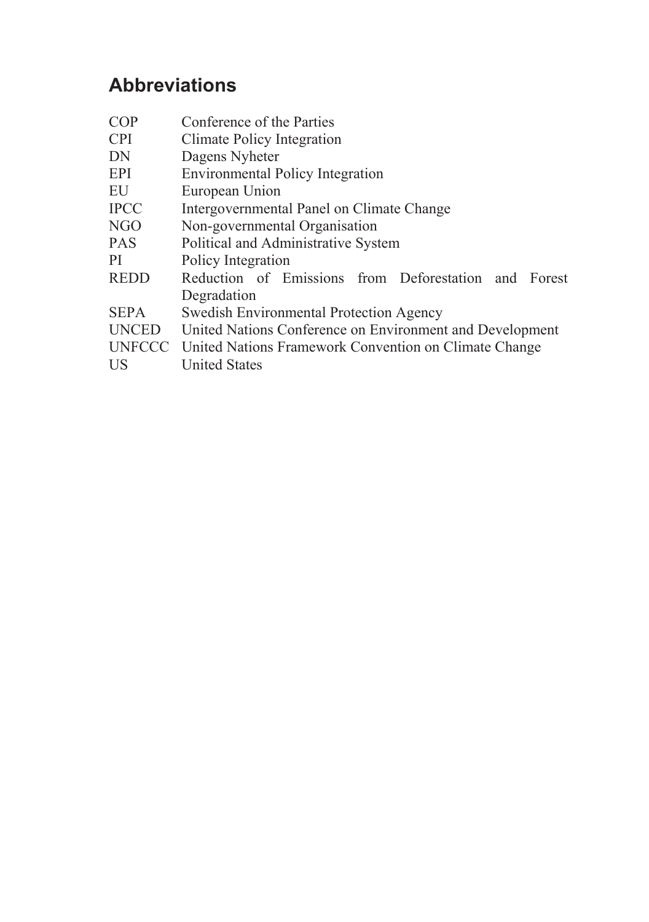## Abbreviations

| | |
|---|---|
| COP | Conference of the Parties |
| CPI | Climate Policy Integration |
| DN | Dagens Nyheter |
| EPI | Environmental Policy Integration |
| EU | European Union |
| IPCC | Intergovernmental Panel on Climate Change |
| NGO | Non-governmental Organisation |
| PAS | Political and Administrative System |
| PI | Policy Integration |
| REDD | Reduction of Emissions from Deforestation and Forest Degradation |
| SEPA | Swedish Environmental Protection Agency |
| UNCED | United Nations Conference on Environment and Development |
| UNFCCC | United Nations Framework Convention on Climate Change |
| US | United States |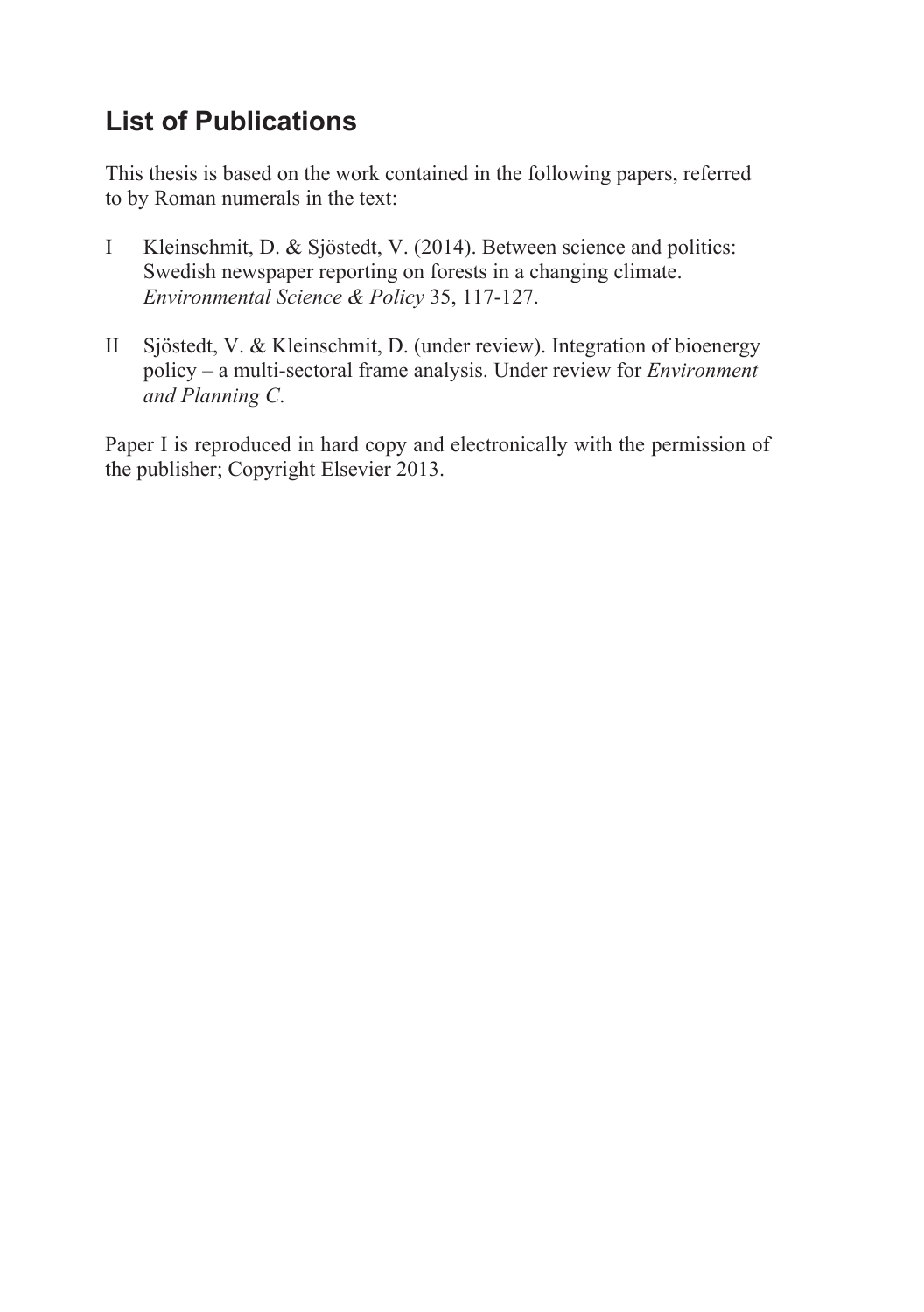## List of Publications

This thesis is based on the work contained in the following papers, referred to by Roman numerals in the text:

I Kleinschmit, D. & Sjöstedt, V. (2014). Between science and politics: Swedish newspaper reporting on forests in a changing climate. *Environmental Science & Policy* 35, 117-127.

II Sjöstedt, V. & Kleinschmit, D. (under review). Integration of bioenergy policy – a multi-sectoral frame analysis. Under review for *Environment and Planning C*.

Paper I is reproduced in hard copy and electronically with the permission of the publisher; Copyright Elsevier 2013.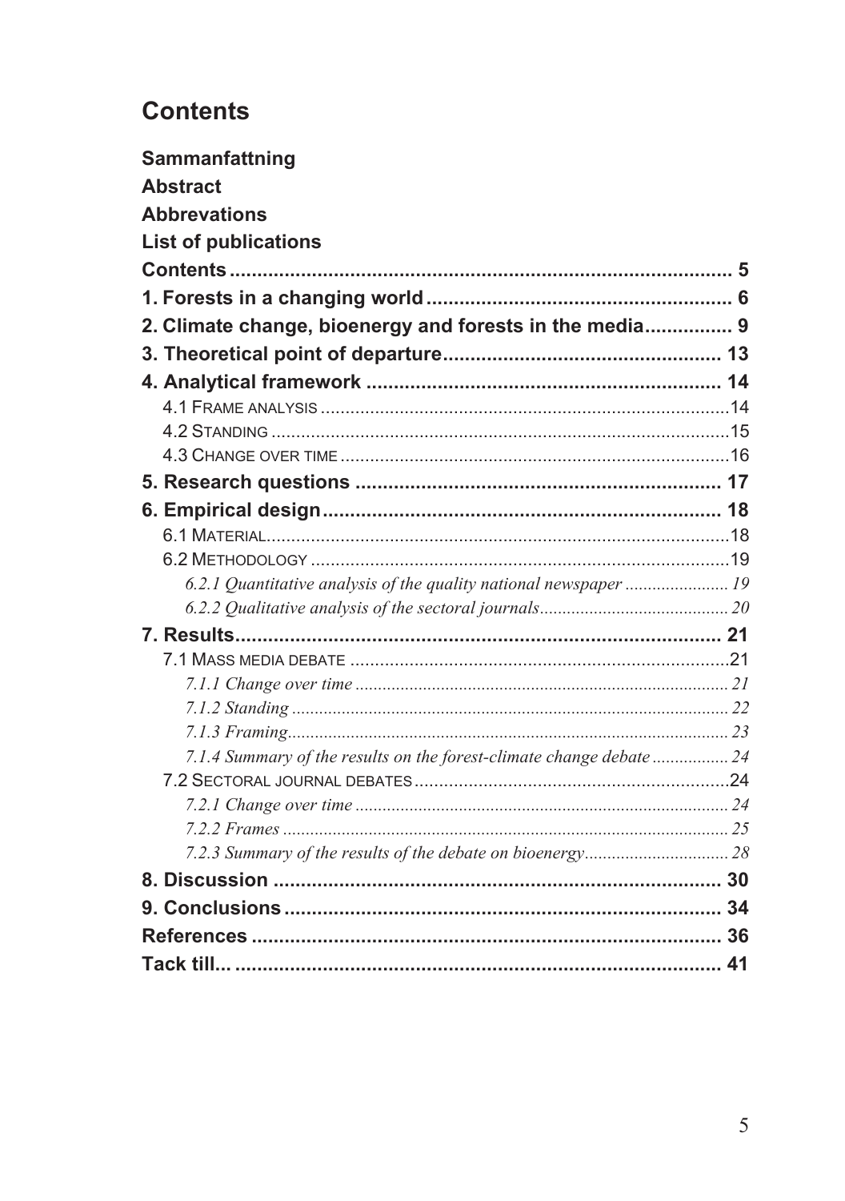# Contents

**Sammanfattning**

**Abstract**

**Abbrevations**

**List of publications**

**Contents** ........................................................................................ 5

**1. Forests in a changing world** ....................................................... 6

**2. Climate change, bioenergy and forests in the media** ................ 9

**3. Theoretical point of departure** .................................................. 13

**4. Analytical framework** ................................................................ 14

- 4.1 Frame analysis ..................................................................................14
- 4.2 Standing .............................................................................................15
- 4.3 Change over time ..............................................................................16

**5. Research questions** .................................................................. 17

**6. Empirical design** ........................................................................ 18

- 6.1 Material..............................................................................................18
- 6.2 Methodology ....................................................................................19
  - *6.2.1 Quantitative analysis of the quality national newspaper ....................... 19*
  - *6.2.2 Qualitative analysis of the sectoral journals.......................................... 20*

**7. Results**........................................................................................ 21

- 7.1 Mass media debate ............................................................................21
  - *7.1.1 Change over time ................................................................................. 21*
  - *7.1.2 Standing ................................................................................................ 22*
  - *7.1.3 Framing.................................................................................................. 23*
  - *7.1.4 Summary of the results on the forest-climate change debate ................. 24*
- 7.2 Sectoral journal debates ...............................................................24
  - *7.2.1 Change over time .................................................................................. 24*
  - *7.2.2 Frames .................................................................................................. 25*
  - *7.2.3 Summary of the results of the debate on bioenergy................................ 28*

**8. Discussion** ................................................................................. 30

**9. Conclusions** ............................................................................... 34

**References** ..................................................................................... 36

**Tack till...** ....................................................................................... 41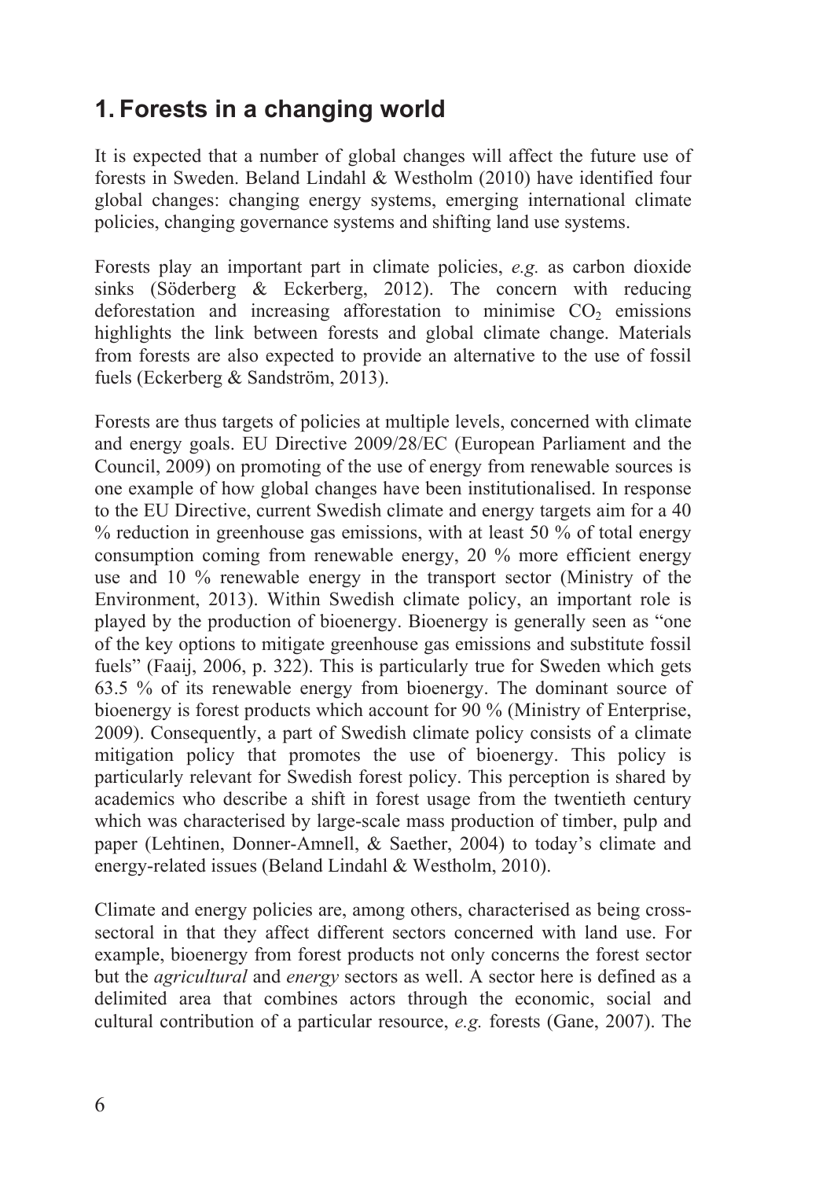# 1. Forests in a changing world

It is expected that a number of global changes will affect the future use of forests in Sweden. Beland Lindahl & Westholm (2010) have identified four global changes: changing energy systems, emerging international climate policies, changing governance systems and shifting land use systems.

Forests play an important part in climate policies, *e.g.* as carbon dioxide sinks (Söderberg & Eckerberg, 2012). The concern with reducing deforestation and increasing afforestation to minimise $CO_2$ emissions highlights the link between forests and global climate change. Materials from forests are also expected to provide an alternative to the use of fossil fuels (Eckerberg & Sandström, 2013).

Forests are thus targets of policies at multiple levels, concerned with climate and energy goals. EU Directive 2009/28/EC (European Parliament and the Council, 2009) on promoting of the use of energy from renewable sources is one example of how global changes have been institutionalised. In response to the EU Directive, current Swedish climate and energy targets aim for a 40 % reduction in greenhouse gas emissions, with at least 50 % of total energy consumption coming from renewable energy, 20 % more efficient energy use and 10 % renewable energy in the transport sector (Ministry of the Environment, 2013). Within Swedish climate policy, an important role is played by the production of bioenergy. Bioenergy is generally seen as "one of the key options to mitigate greenhouse gas emissions and substitute fossil fuels" (Faaij, 2006, p. 322). This is particularly true for Sweden which gets 63.5 % of its renewable energy from bioenergy. The dominant source of bioenergy is forest products which account for 90 % (Ministry of Enterprise, 2009). Consequently, a part of Swedish climate policy consists of a climate mitigation policy that promotes the use of bioenergy. This policy is particularly relevant for Swedish forest policy. This perception is shared by academics who describe a shift in forest usage from the twentieth century which was characterised by large-scale mass production of timber, pulp and paper (Lehtinen, Donner-Amnell, & Saether, 2004) to today's climate and energy-related issues (Beland Lindahl & Westholm, 2010).

Climate and energy policies are, among others, characterised as being cross-sectoral in that they affect different sectors concerned with land use. For example, bioenergy from forest products not only concerns the forest sector but the *agricultural* and *energy* sectors as well. A sector here is defined as a delimited area that combines actors through the economic, social and cultural contribution of a particular resource, *e.g.* forests (Gane, 2007). The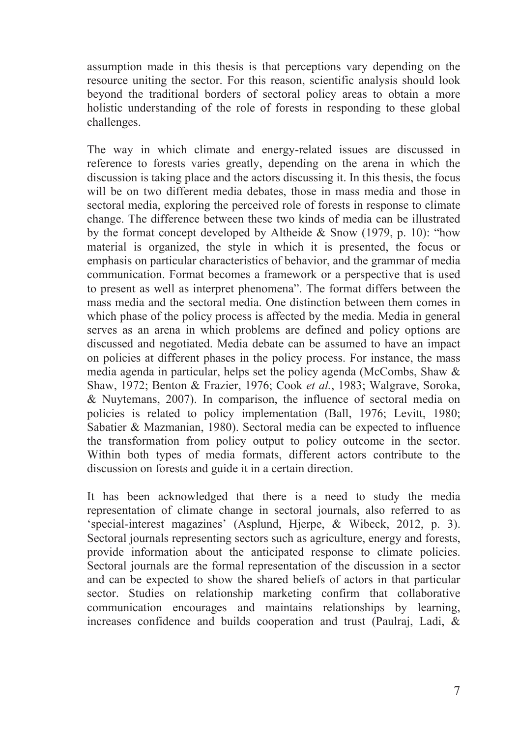assumption made in this thesis is that perceptions vary depending on the resource uniting the sector. For this reason, scientific analysis should look beyond the traditional borders of sectoral policy areas to obtain a more holistic understanding of the role of forests in responding to these global challenges.

The way in which climate and energy-related issues are discussed in reference to forests varies greatly, depending on the arena in which the discussion is taking place and the actors discussing it. In this thesis, the focus will be on two different media debates, those in mass media and those in sectoral media, exploring the perceived role of forests in response to climate change. The difference between these two kinds of media can be illustrated by the format concept developed by Altheide & Snow (1979, p. 10): "how material is organized, the style in which it is presented, the focus or emphasis on particular characteristics of behavior, and the grammar of media communication. Format becomes a framework or a perspective that is used to present as well as interpret phenomena". The format differs between the mass media and the sectoral media. One distinction between them comes in which phase of the policy process is affected by the media. Media in general serves as an arena in which problems are defined and policy options are discussed and negotiated. Media debate can be assumed to have an impact on policies at different phases in the policy process. For instance, the mass media agenda in particular, helps set the policy agenda (McCombs, Shaw & Shaw, 1972; Benton & Frazier, 1976; Cook *et al.*, 1983; Walgrave, Soroka, & Nuytemans, 2007). In comparison, the influence of sectoral media on policies is related to policy implementation (Ball, 1976; Levitt, 1980; Sabatier & Mazmanian, 1980). Sectoral media can be expected to influence the transformation from policy output to policy outcome in the sector. Within both types of media formats, different actors contribute to the discussion on forests and guide it in a certain direction.

It has been acknowledged that there is a need to study the media representation of climate change in sectoral journals, also referred to as 'special-interest magazines' (Asplund, Hjerpe, & Wibeck, 2012, p. 3). Sectoral journals representing sectors such as agriculture, energy and forests, provide information about the anticipated response to climate policies. Sectoral journals are the formal representation of the discussion in a sector and can be expected to show the shared beliefs of actors in that particular sector. Studies on relationship marketing confirm that collaborative communication encourages and maintains relationships by learning, increases confidence and builds cooperation and trust (Paulraj, Ladi, &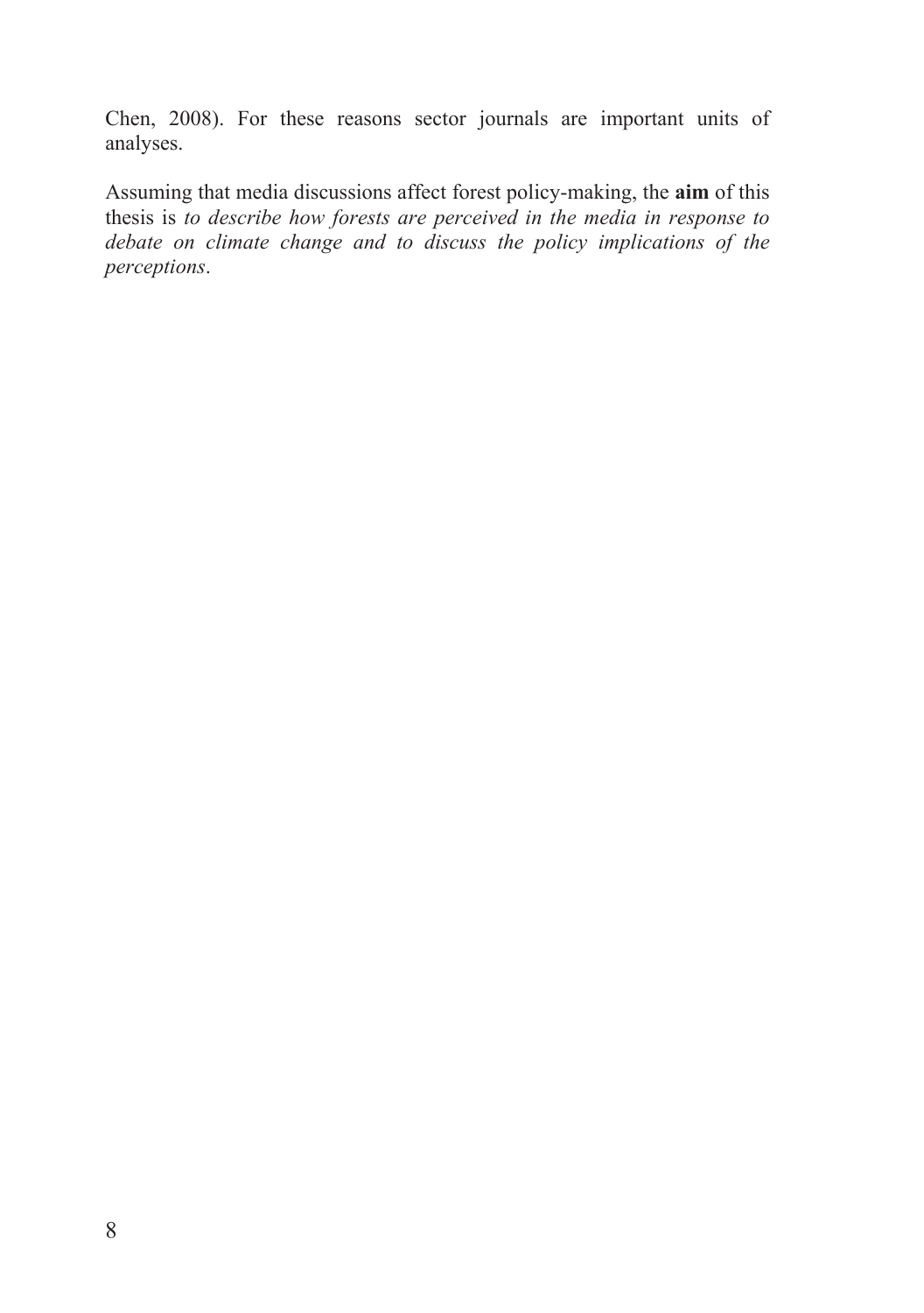Chen, 2008). For these reasons sector journals are important units of analyses.

Assuming that media discussions affect forest policy-making, the **aim** of this thesis is *to describe how forests are perceived in the media in response to debate on climate change and to discuss the policy implications of the perceptions*.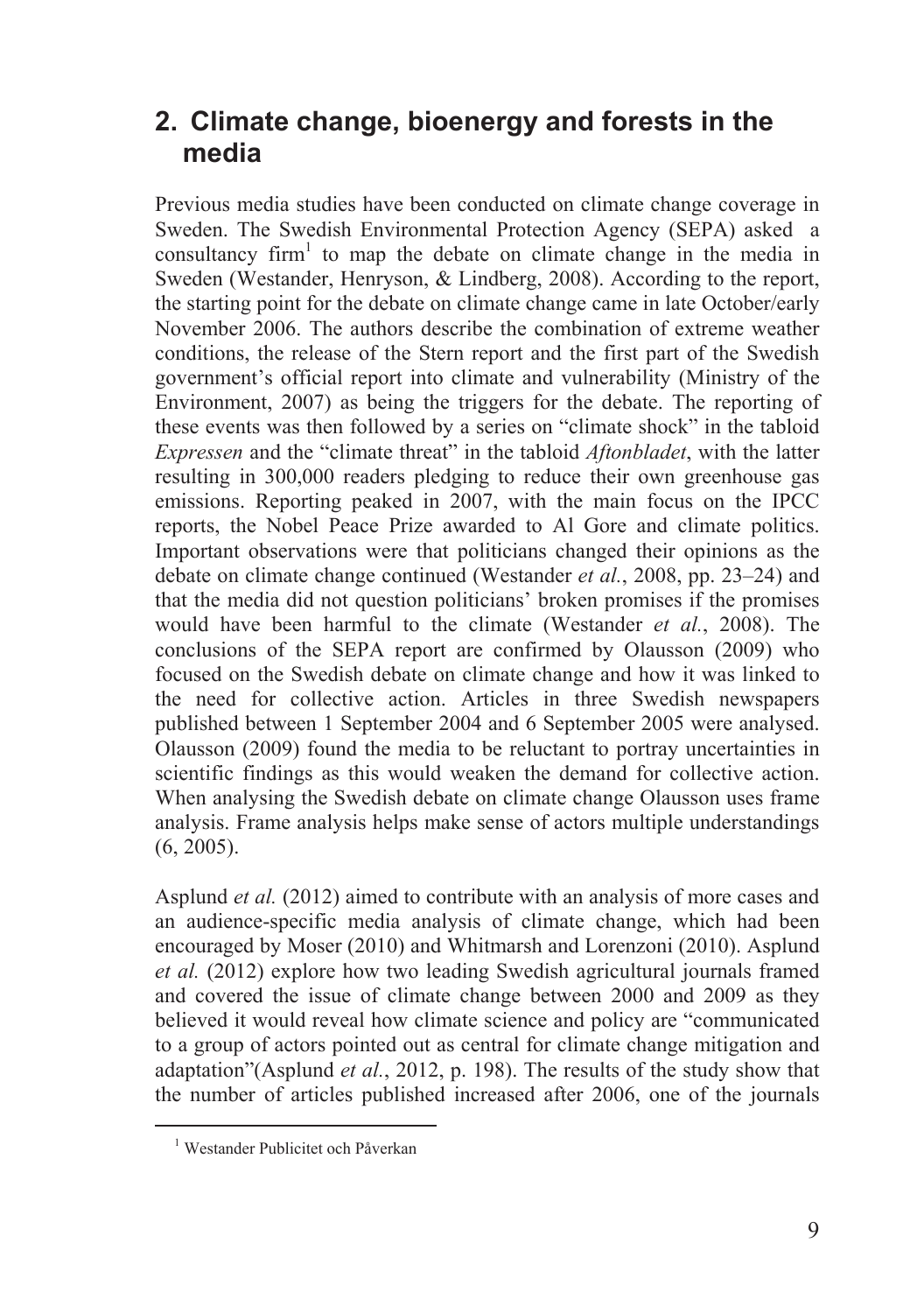## 2. Climate change, bioenergy and forests in the media

Previous media studies have been conducted on climate change coverage in Sweden. The Swedish Environmental Protection Agency (SEPA) asked a consultancy firm[1] to map the debate on climate change in the media in Sweden (Westander, Henryson, & Lindberg, 2008). According to the report, the starting point for the debate on climate change came in late October/early November 2006. The authors describe the combination of extreme weather conditions, the release of the Stern report and the first part of the Swedish government's official report into climate and vulnerability (Ministry of the Environment, 2007) as being the triggers for the debate. The reporting of these events was then followed by a series on "climate shock" in the tabloid *Expressen* and the "climate threat" in the tabloid *Aftonbladet*, with the latter resulting in 300,000 readers pledging to reduce their own greenhouse gas emissions. Reporting peaked in 2007, with the main focus on the IPCC reports, the Nobel Peace Prize awarded to Al Gore and climate politics. Important observations were that politicians changed their opinions as the debate on climate change continued (Westander *et al.*, 2008, pp. 23–24) and that the media did not question politicians' broken promises if the promises would have been harmful to the climate (Westander *et al.*, 2008). The conclusions of the SEPA report are confirmed by Olausson (2009) who focused on the Swedish debate on climate change and how it was linked to the need for collective action. Articles in three Swedish newspapers published between 1 September 2004 and 6 September 2005 were analysed. Olausson (2009) found the media to be reluctant to portray uncertainties in scientific findings as this would weaken the demand for collective action. When analysing the Swedish debate on climate change Olausson uses frame analysis. Frame analysis helps make sense of actors multiple understandings (6, 2005).

Asplund *et al.* (2012) aimed to contribute with an analysis of more cases and an audience-specific media analysis of climate change, which had been encouraged by Moser (2010) and Whitmarsh and Lorenzoni (2010). Asplund *et al.* (2012) explore how two leading Swedish agricultural journals framed and covered the issue of climate change between 2000 and 2009 as they believed it would reveal how climate science and policy are "communicated to a group of actors pointed out as central for climate change mitigation and adaptation"(Asplund *et al.*, 2012, p. 198). The results of the study show that the number of articles published increased after 2006, one of the journals

[1] Westander Publicitet och Påverkan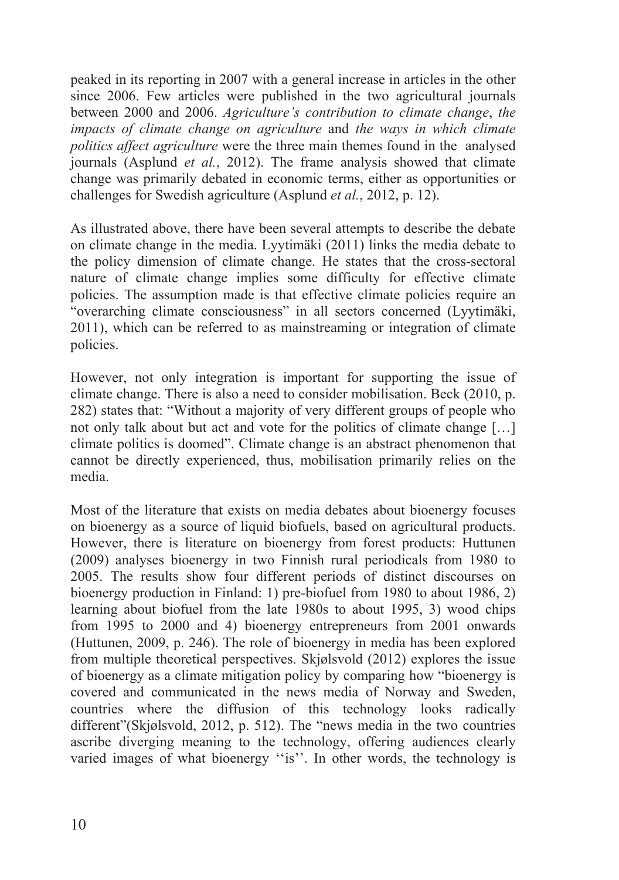peaked in its reporting in 2007 with a general increase in articles in the other since 2006. Few articles were published in the two agricultural journals between 2000 and 2006. *Agriculture's contribution to climate change*, *the impacts of climate change on agriculture* and *the ways in which climate politics affect agriculture* were the three main themes found in the analysed journals (Asplund *et al.*, 2012). The frame analysis showed that climate change was primarily debated in economic terms, either as opportunities or challenges for Swedish agriculture (Asplund *et al.*, 2012, p. 12).

As illustrated above, there have been several attempts to describe the debate on climate change in the media. Lyytimäki (2011) links the media debate to the policy dimension of climate change. He states that the cross-sectoral nature of climate change implies some difficulty for effective climate policies. The assumption made is that effective climate policies require an "overarching climate consciousness" in all sectors concerned (Lyytimäki, 2011), which can be referred to as mainstreaming or integration of climate policies.

However, not only integration is important for supporting the issue of climate change. There is also a need to consider mobilisation. Beck (2010, p. 282) states that: "Without a majority of very different groups of people who not only talk about but act and vote for the politics of climate change […] climate politics is doomed". Climate change is an abstract phenomenon that cannot be directly experienced, thus, mobilisation primarily relies on the media.

Most of the literature that exists on media debates about bioenergy focuses on bioenergy as a source of liquid biofuels, based on agricultural products. However, there is literature on bioenergy from forest products: Huttunen (2009) analyses bioenergy in two Finnish rural periodicals from 1980 to 2005. The results show four different periods of distinct discourses on bioenergy production in Finland: 1) pre-biofuel from 1980 to about 1986, 2) learning about biofuel from the late 1980s to about 1995, 3) wood chips from 1995 to 2000 and 4) bioenergy entrepreneurs from 2001 onwards (Huttunen, 2009, p. 246). The role of bioenergy in media has been explored from multiple theoretical perspectives. Skjølsvold (2012) explores the issue of bioenergy as a climate mitigation policy by comparing how "bioenergy is covered and communicated in the news media of Norway and Sweden, countries where the diffusion of this technology looks radically different"(Skjølsvold, 2012, p. 512). The "news media in the two countries ascribe diverging meaning to the technology, offering audiences clearly varied images of what bioenergy ''is''. In other words, the technology is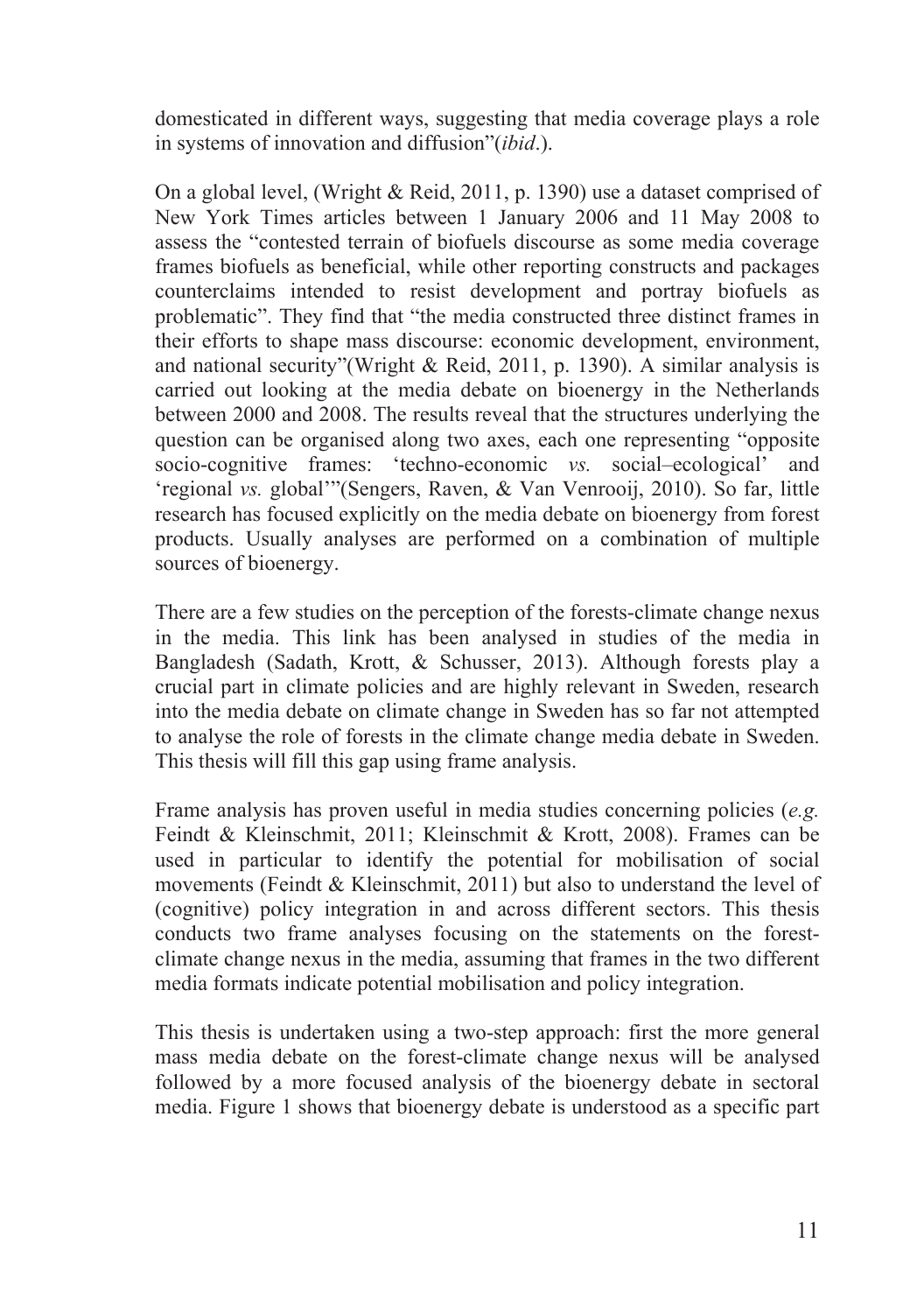domesticated in different ways, suggesting that media coverage plays a role in systems of innovation and diffusion"(*ibid*.).

On a global level, (Wright & Reid, 2011, p. 1390) use a dataset comprised of New York Times articles between 1 January 2006 and 11 May 2008 to assess the "contested terrain of biofuels discourse as some media coverage frames biofuels as beneficial, while other reporting constructs and packages counterclaims intended to resist development and portray biofuels as problematic". They find that "the media constructed three distinct frames in their efforts to shape mass discourse: economic development, environment, and national security"(Wright & Reid, 2011, p. 1390). A similar analysis is carried out looking at the media debate on bioenergy in the Netherlands between 2000 and 2008. The results reveal that the structures underlying the question can be organised along two axes, each one representing "opposite socio-cognitive frames: 'techno-economic *vs.* social–ecological' and 'regional *vs.* global'"(Sengers, Raven, & Van Venrooij, 2010). So far, little research has focused explicitly on the media debate on bioenergy from forest products. Usually analyses are performed on a combination of multiple sources of bioenergy.

There are a few studies on the perception of the forests-climate change nexus in the media. This link has been analysed in studies of the media in Bangladesh (Sadath, Krott, & Schusser, 2013). Although forests play a crucial part in climate policies and are highly relevant in Sweden, research into the media debate on climate change in Sweden has so far not attempted to analyse the role of forests in the climate change media debate in Sweden. This thesis will fill this gap using frame analysis.

Frame analysis has proven useful in media studies concerning policies (*e.g.* Feindt & Kleinschmit, 2011; Kleinschmit & Krott, 2008). Frames can be used in particular to identify the potential for mobilisation of social movements (Feindt & Kleinschmit, 2011) but also to understand the level of (cognitive) policy integration in and across different sectors. This thesis conducts two frame analyses focusing on the statements on the forest-climate change nexus in the media, assuming that frames in the two different media formats indicate potential mobilisation and policy integration.

This thesis is undertaken using a two-step approach: first the more general mass media debate on the forest-climate change nexus will be analysed followed by a more focused analysis of the bioenergy debate in sectoral media. Figure 1 shows that bioenergy debate is understood as a specific part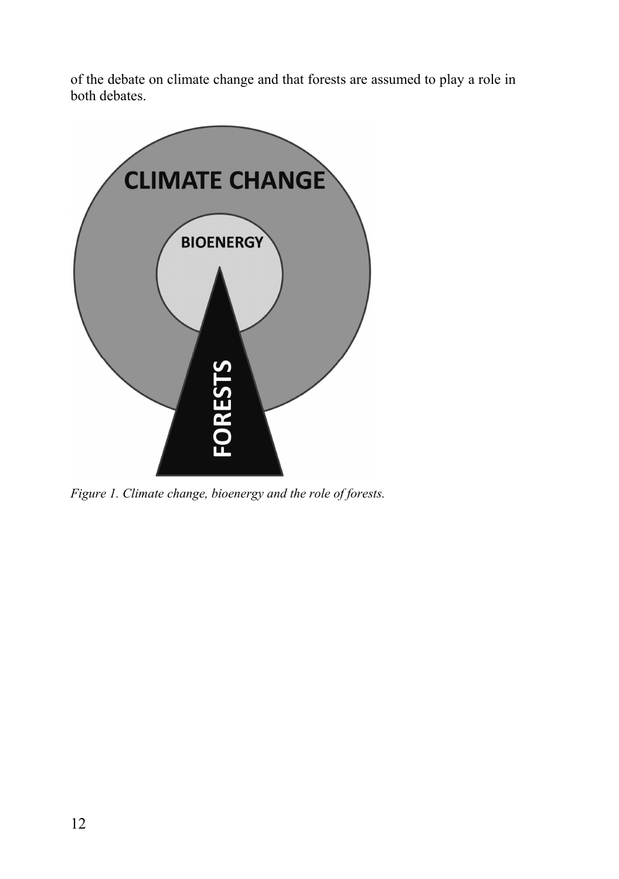of the debate on climate change and that forests are assumed to play a role in both debates.

*Figure 1. Climate change, bioenergy and the role of forests.*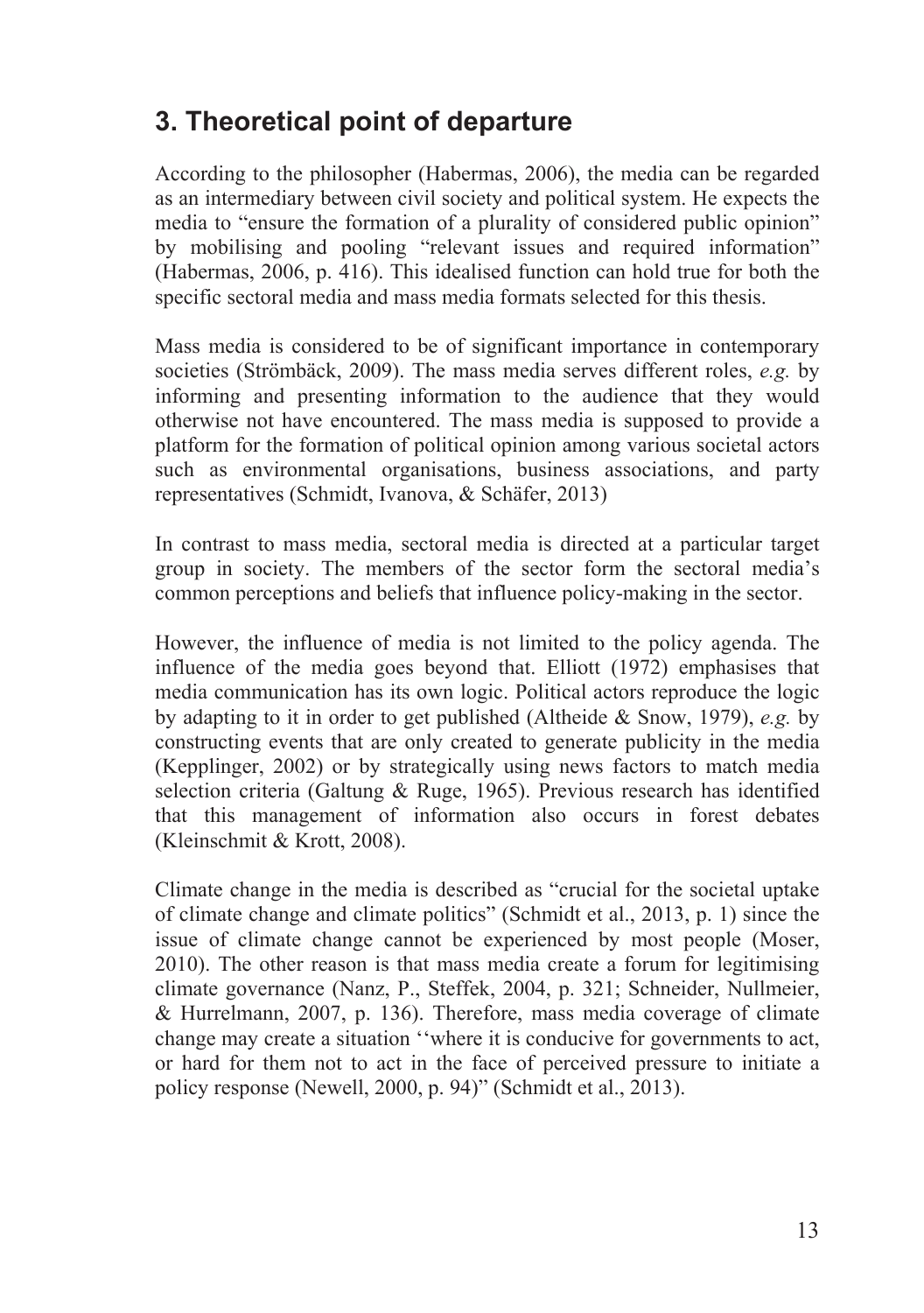# 3. Theoretical point of departure

According to the philosopher (Habermas, 2006), the media can be regarded as an intermediary between civil society and political system. He expects the media to "ensure the formation of a plurality of considered public opinion" by mobilising and pooling "relevant issues and required information" (Habermas, 2006, p. 416). This idealised function can hold true for both the specific sectoral media and mass media formats selected for this thesis.

Mass media is considered to be of significant importance in contemporary societies (Strömbäck, 2009). The mass media serves different roles, *e.g.* by informing and presenting information to the audience that they would otherwise not have encountered. The mass media is supposed to provide a platform for the formation of political opinion among various societal actors such as environmental organisations, business associations, and party representatives (Schmidt, Ivanova, & Schäfer, 2013)

In contrast to mass media, sectoral media is directed at a particular target group in society. The members of the sector form the sectoral media's common perceptions and beliefs that influence policy-making in the sector.

However, the influence of media is not limited to the policy agenda. The influence of the media goes beyond that. Elliott (1972) emphasises that media communication has its own logic. Political actors reproduce the logic by adapting to it in order to get published (Altheide & Snow, 1979), *e.g.* by constructing events that are only created to generate publicity in the media (Kepplinger, 2002) or by strategically using news factors to match media selection criteria (Galtung & Ruge, 1965). Previous research has identified that this management of information also occurs in forest debates (Kleinschmit & Krott, 2008).

Climate change in the media is described as "crucial for the societal uptake of climate change and climate politics" (Schmidt et al., 2013, p. 1) since the issue of climate change cannot be experienced by most people (Moser, 2010). The other reason is that mass media create a forum for legitimising climate governance (Nanz, P., Steffek, 2004, p. 321; Schneider, Nullmeier, & Hurrelmann, 2007, p. 136). Therefore, mass media coverage of climate change may create a situation ''where it is conducive for governments to act, or hard for them not to act in the face of perceived pressure to initiate a policy response (Newell, 2000, p. 94)" (Schmidt et al., 2013).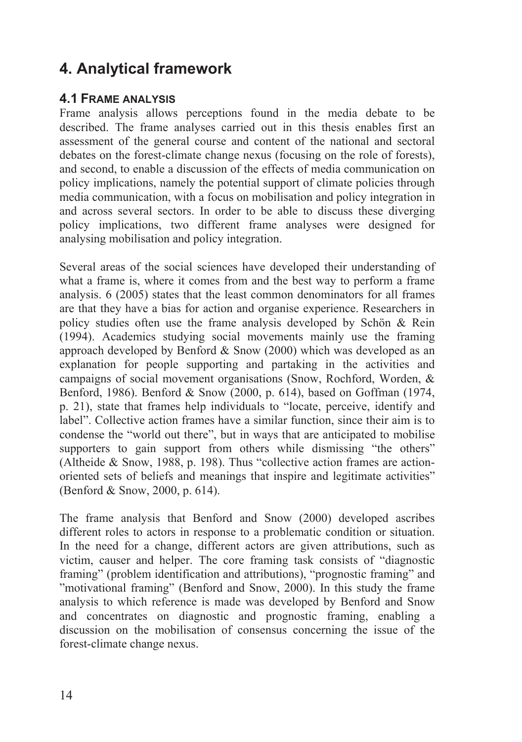# 4. Analytical framework

## 4.1 Frame analysis

Frame analysis allows perceptions found in the media debate to be described. The frame analyses carried out in this thesis enables first an assessment of the general course and content of the national and sectoral debates on the forest-climate change nexus (focusing on the role of forests), and second, to enable a discussion of the effects of media communication on policy implications, namely the potential support of climate policies through media communication, with a focus on mobilisation and policy integration in and across several sectors. In order to be able to discuss these diverging policy implications, two different frame analyses were designed for analysing mobilisation and policy integration.

Several areas of the social sciences have developed their understanding of what a frame is, where it comes from and the best way to perform a frame analysis. 6 (2005) states that the least common denominators for all frames are that they have a bias for action and organise experience. Researchers in policy studies often use the frame analysis developed by Schön & Rein (1994). Academics studying social movements mainly use the framing approach developed by Benford & Snow (2000) which was developed as an explanation for people supporting and partaking in the activities and campaigns of social movement organisations (Snow, Rochford, Worden, & Benford, 1986). Benford & Snow (2000, p. 614), based on Goffman (1974, p. 21), state that frames help individuals to "locate, perceive, identify and label". Collective action frames have a similar function, since their aim is to condense the "world out there", but in ways that are anticipated to mobilise supporters to gain support from others while dismissing "the others" (Altheide & Snow, 1988, p. 198). Thus "collective action frames are action-oriented sets of beliefs and meanings that inspire and legitimate activities" (Benford & Snow, 2000, p. 614).

The frame analysis that Benford and Snow (2000) developed ascribes different roles to actors in response to a problematic condition or situation. In the need for a change, different actors are given attributions, such as victim, causer and helper. The core framing task consists of "diagnostic framing" (problem identification and attributions), "prognostic framing" and "motivational framing" (Benford and Snow, 2000). In this study the frame analysis to which reference is made was developed by Benford and Snow and concentrates on diagnostic and prognostic framing, enabling a discussion on the mobilisation of consensus concerning the issue of the forest-climate change nexus.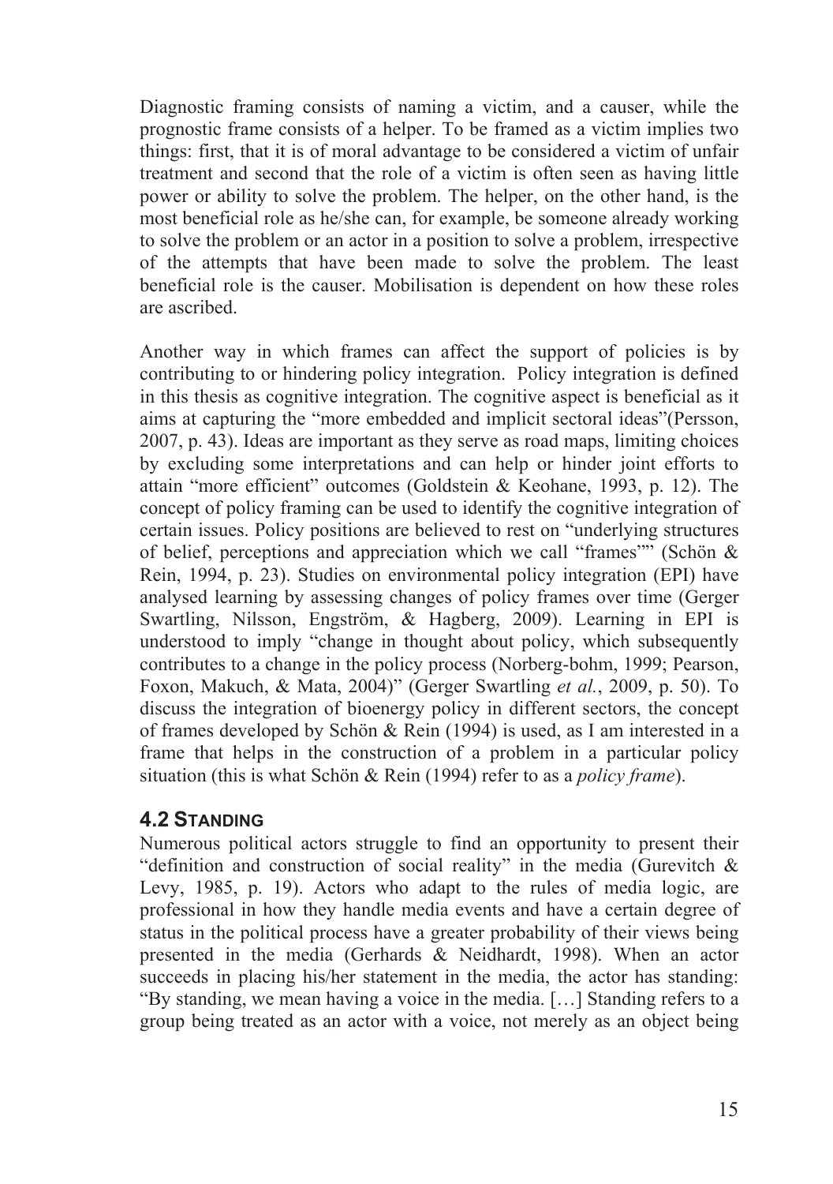Diagnostic framing consists of naming a victim, and a causer, while the prognostic frame consists of a helper. To be framed as a victim implies two things: first, that it is of moral advantage to be considered a victim of unfair treatment and second that the role of a victim is often seen as having little power or ability to solve the problem. The helper, on the other hand, is the most beneficial role as he/she can, for example, be someone already working to solve the problem or an actor in a position to solve a problem, irrespective of the attempts that have been made to solve the problem. The least beneficial role is the causer. Mobilisation is dependent on how these roles are ascribed.

Another way in which frames can affect the support of policies is by contributing to or hindering policy integration. Policy integration is defined in this thesis as cognitive integration. The cognitive aspect is beneficial as it aims at capturing the "more embedded and implicit sectoral ideas"(Persson, 2007, p. 43). Ideas are important as they serve as road maps, limiting choices by excluding some interpretations and can help or hinder joint efforts to attain "more efficient" outcomes (Goldstein & Keohane, 1993, p. 12). The concept of policy framing can be used to identify the cognitive integration of certain issues. Policy positions are believed to rest on "underlying structures of belief, perceptions and appreciation which we call "frames"" (Schön & Rein, 1994, p. 23). Studies on environmental policy integration (EPI) have analysed learning by assessing changes of policy frames over time (Gerger Swartling, Nilsson, Engström, & Hagberg, 2009). Learning in EPI is understood to imply "change in thought about policy, which subsequently contributes to a change in the policy process (Norberg-bohm, 1999; Pearson, Foxon, Makuch, & Mata, 2004)" (Gerger Swartling *et al.*, 2009, p. 50). To discuss the integration of bioenergy policy in different sectors, the concept of frames developed by Schön & Rein (1994) is used, as I am interested in a frame that helps in the construction of a problem in a particular policy situation (this is what Schön & Rein (1994) refer to as a *policy frame*).

## 4.2 Standing

Numerous political actors struggle to find an opportunity to present their "definition and construction of social reality" in the media (Gurevitch & Levy, 1985, p. 19). Actors who adapt to the rules of media logic, are professional in how they handle media events and have a certain degree of status in the political process have a greater probability of their views being presented in the media (Gerhards & Neidhardt, 1998). When an actor succeeds in placing his/her statement in the media, the actor has standing: "By standing, we mean having a voice in the media. […] Standing refers to a group being treated as an actor with a voice, not merely as an object being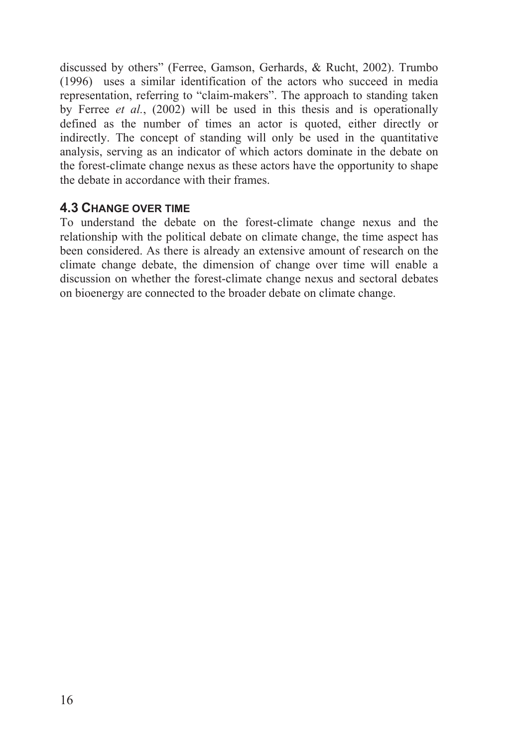discussed by others" (Ferree, Gamson, Gerhards, & Rucht, 2002). Trumbo (1996) uses a similar identification of the actors who succeed in media representation, referring to "claim-makers". The approach to standing taken by Ferree *et al.*, (2002) will be used in this thesis and is operationally defined as the number of times an actor is quoted, either directly or indirectly. The concept of standing will only be used in the quantitative analysis, serving as an indicator of which actors dominate in the debate on the forest-climate change nexus as these actors have the opportunity to shape the debate in accordance with their frames.

### 4.3 Change over time

To understand the debate on the forest-climate change nexus and the relationship with the political debate on climate change, the time aspect has been considered. As there is already an extensive amount of research on the climate change debate, the dimension of change over time will enable a discussion on whether the forest-climate change nexus and sectoral debates on bioenergy are connected to the broader debate on climate change.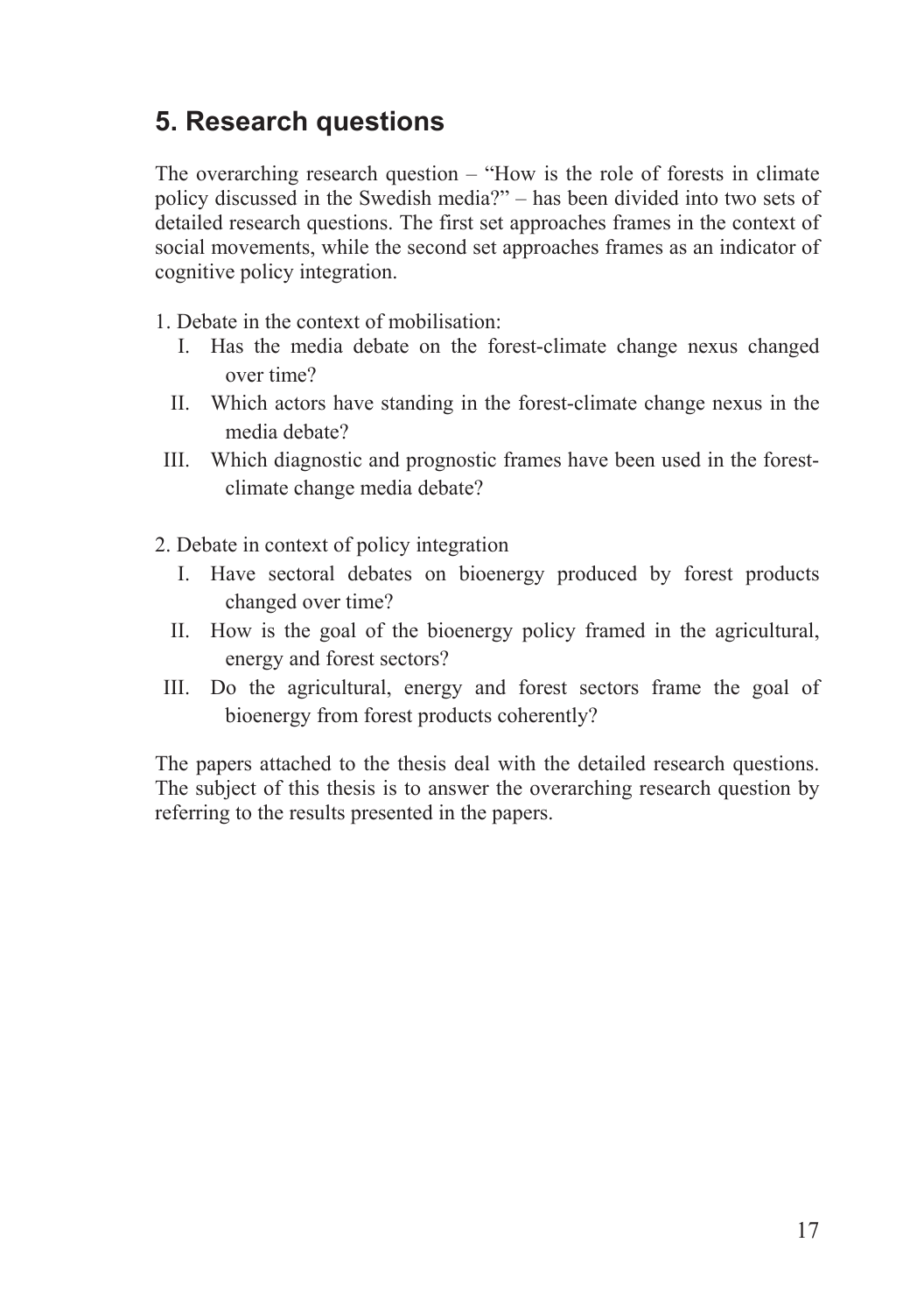## 5. Research questions

The overarching research question – "How is the role of forests in climate policy discussed in the Swedish media?" – has been divided into two sets of detailed research questions. The first set approaches frames in the context of social movements, while the second set approaches frames as an indicator of cognitive policy integration.

1. Debate in the context of mobilisation:
   - I. Has the media debate on the forest-climate change nexus changed over time?
   - II. Which actors have standing in the forest-climate change nexus in the media debate?
   - III. Which diagnostic and prognostic frames have been used in the forest-climate change media debate?

2. Debate in context of policy integration
   - I. Have sectoral debates on bioenergy produced by forest products changed over time?
   - II. How is the goal of the bioenergy policy framed in the agricultural, energy and forest sectors?
   - III. Do the agricultural, energy and forest sectors frame the goal of bioenergy from forest products coherently?

The papers attached to the thesis deal with the detailed research questions. The subject of this thesis is to answer the overarching research question by referring to the results presented in the papers.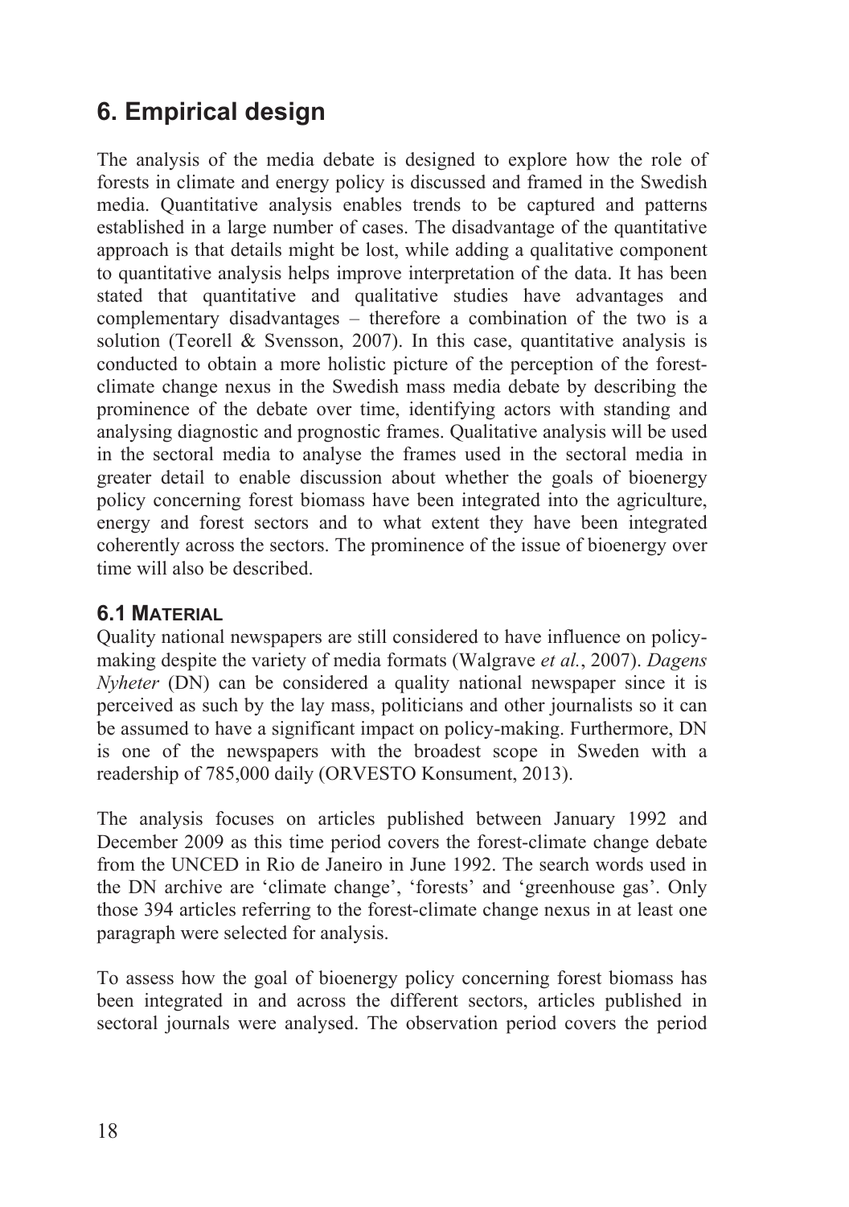# 6. Empirical design

The analysis of the media debate is designed to explore how the role of forests in climate and energy policy is discussed and framed in the Swedish media. Quantitative analysis enables trends to be captured and patterns established in a large number of cases. The disadvantage of the quantitative approach is that details might be lost, while adding a qualitative component to quantitative analysis helps improve interpretation of the data. It has been stated that quantitative and qualitative studies have advantages and complementary disadvantages – therefore a combination of the two is a solution (Teorell & Svensson, 2007). In this case, quantitative analysis is conducted to obtain a more holistic picture of the perception of the forest-climate change nexus in the Swedish mass media debate by describing the prominence of the debate over time, identifying actors with standing and analysing diagnostic and prognostic frames. Qualitative analysis will be used in the sectoral media to analyse the frames used in the sectoral media in greater detail to enable discussion about whether the goals of bioenergy policy concerning forest biomass have been integrated into the agriculture, energy and forest sectors and to what extent they have been integrated coherently across the sectors. The prominence of the issue of bioenergy over time will also be described.

## 6.1 Material

Quality national newspapers are still considered to have influence on policy-making despite the variety of media formats (Walgrave *et al.*, 2007). *Dagens Nyheter* (DN) can be considered a quality national newspaper since it is perceived as such by the lay mass, politicians and other journalists so it can be assumed to have a significant impact on policy-making. Furthermore, DN is one of the newspapers with the broadest scope in Sweden with a readership of 785,000 daily (ORVESTO Konsument, 2013).

The analysis focuses on articles published between January 1992 and December 2009 as this time period covers the forest-climate change debate from the UNCED in Rio de Janeiro in June 1992. The search words used in the DN archive are 'climate change', 'forests' and 'greenhouse gas'. Only those 394 articles referring to the forest-climate change nexus in at least one paragraph were selected for analysis.

To assess how the goal of bioenergy policy concerning forest biomass has been integrated in and across the different sectors, articles published in sectoral journals were analysed. The observation period covers the period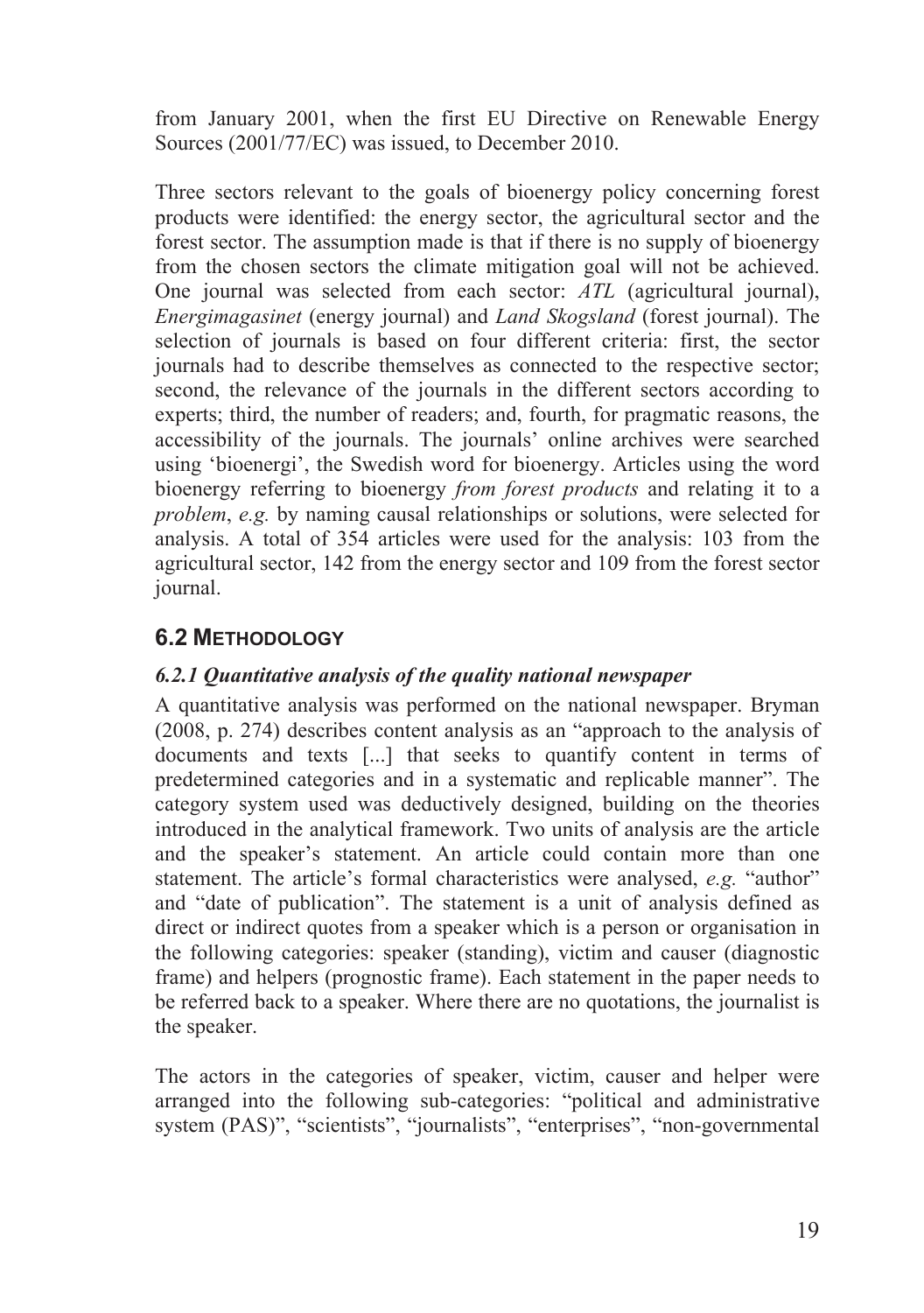from January 2001, when the first EU Directive on Renewable Energy Sources (2001/77/EC) was issued, to December 2010.

Three sectors relevant to the goals of bioenergy policy concerning forest products were identified: the energy sector, the agricultural sector and the forest sector. The assumption made is that if there is no supply of bioenergy from the chosen sectors the climate mitigation goal will not be achieved. One journal was selected from each sector: *ATL* (agricultural journal), *Energimagasinet* (energy journal) and *Land Skogsland* (forest journal). The selection of journals is based on four different criteria: first, the sector journals had to describe themselves as connected to the respective sector; second, the relevance of the journals in the different sectors according to experts; third, the number of readers; and, fourth, for pragmatic reasons, the accessibility of the journals. The journals' online archives were searched using 'bioenergi', the Swedish word for bioenergy. Articles using the word bioenergy referring to bioenergy *from forest products* and relating it to a *problem*, *e.g.* by naming causal relationships or solutions, were selected for analysis. A total of 354 articles were used for the analysis: 103 from the agricultural sector, 142 from the energy sector and 109 from the forest sector journal.

## 6.2 Methodology

### *6.2.1 Quantitative analysis of the quality national newspaper*

A quantitative analysis was performed on the national newspaper. Bryman (2008, p. 274) describes content analysis as an "approach to the analysis of documents and texts [...] that seeks to quantify content in terms of predetermined categories and in a systematic and replicable manner". The category system used was deductively designed, building on the theories introduced in the analytical framework. Two units of analysis are the article and the speaker's statement. An article could contain more than one statement. The article's formal characteristics were analysed, *e.g.* "author" and "date of publication". The statement is a unit of analysis defined as direct or indirect quotes from a speaker which is a person or organisation in the following categories: speaker (standing), victim and causer (diagnostic frame) and helpers (prognostic frame). Each statement in the paper needs to be referred back to a speaker. Where there are no quotations, the journalist is the speaker.

The actors in the categories of speaker, victim, causer and helper were arranged into the following sub-categories: "political and administrative system (PAS)", "scientists", "journalists", "enterprises", "non-governmental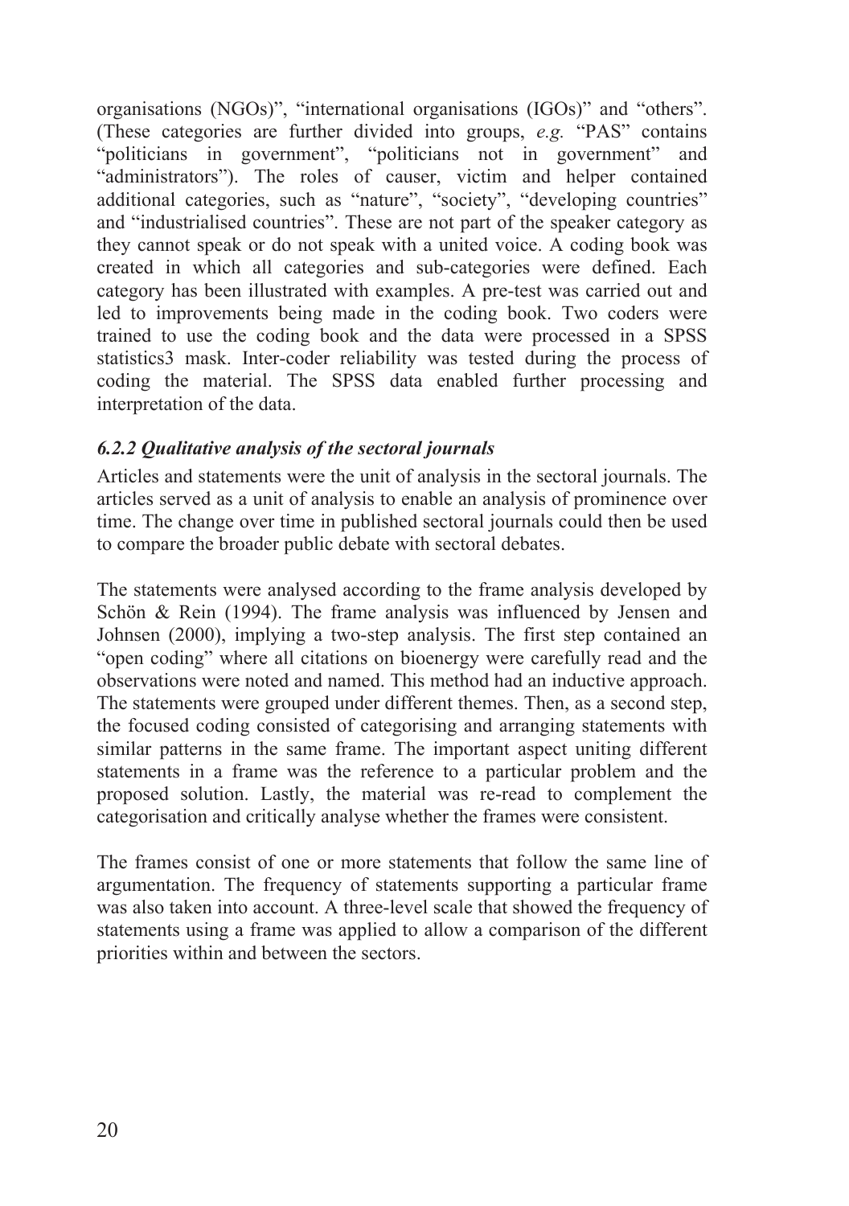organisations (NGOs)", "international organisations (IGOs)" and "others". (These categories are further divided into groups, *e.g.* "PAS" contains "politicians in government", "politicians not in government" and "administrators"). The roles of causer, victim and helper contained additional categories, such as "nature", "society", "developing countries" and "industrialised countries". These are not part of the speaker category as they cannot speak or do not speak with a united voice. A coding book was created in which all categories and sub-categories were defined. Each category has been illustrated with examples. A pre-test was carried out and led to improvements being made in the coding book. Two coders were trained to use the coding book and the data were processed in a SPSS statistics3 mask. Inter-coder reliability was tested during the process of coding the material. The SPSS data enabled further processing and interpretation of the data.

### *6.2.2 Qualitative analysis of the sectoral journals*

Articles and statements were the unit of analysis in the sectoral journals. The articles served as a unit of analysis to enable an analysis of prominence over time. The change over time in published sectoral journals could then be used to compare the broader public debate with sectoral debates.

The statements were analysed according to the frame analysis developed by Schön & Rein (1994). The frame analysis was influenced by Jensen and Johnsen (2000), implying a two-step analysis. The first step contained an "open coding" where all citations on bioenergy were carefully read and the observations were noted and named. This method had an inductive approach. The statements were grouped under different themes. Then, as a second step, the focused coding consisted of categorising and arranging statements with similar patterns in the same frame. The important aspect uniting different statements in a frame was the reference to a particular problem and the proposed solution. Lastly, the material was re-read to complement the categorisation and critically analyse whether the frames were consistent.

The frames consist of one or more statements that follow the same line of argumentation. The frequency of statements supporting a particular frame was also taken into account. A three-level scale that showed the frequency of statements using a frame was applied to allow a comparison of the different priorities within and between the sectors.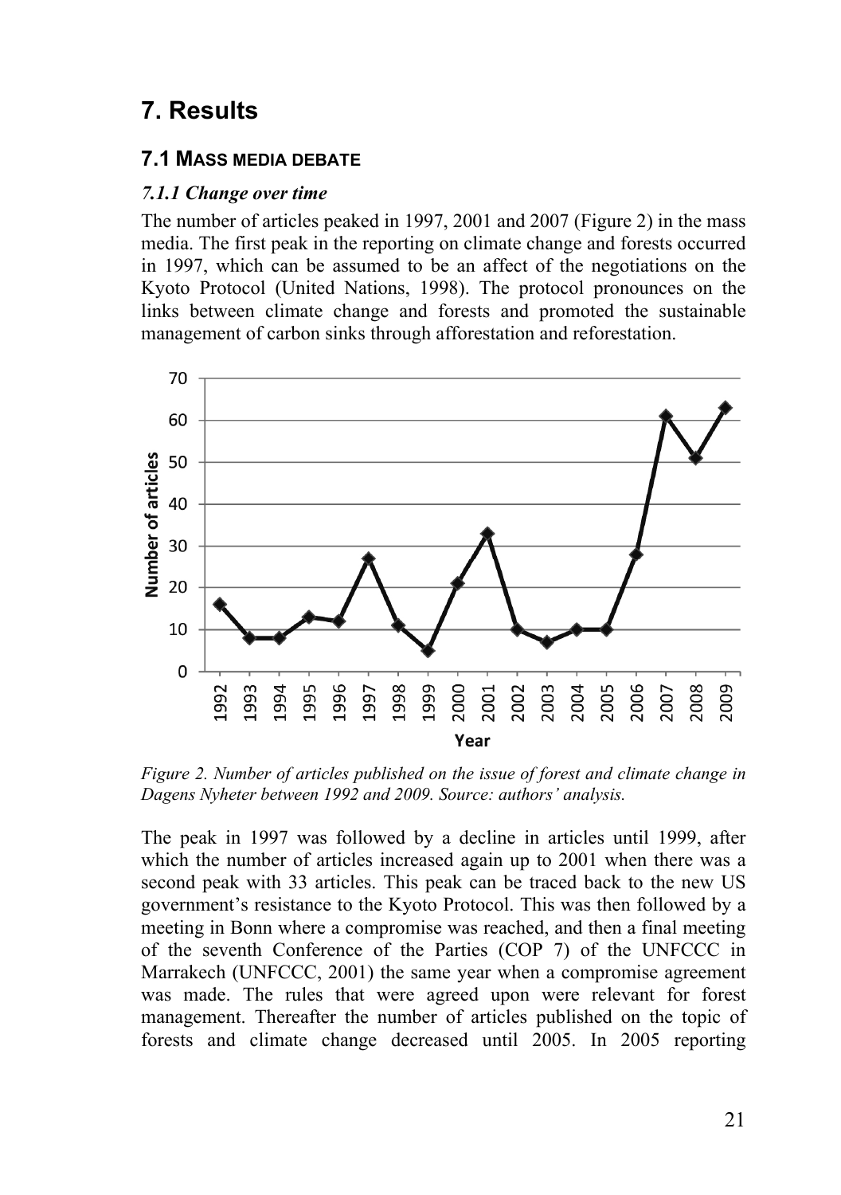# 7. Results

## 7.1 Mass media debate

### *7.1.1 Change over time*

The number of articles peaked in 1997, 2001 and 2007 (Figure 2) in the mass media. The first peak in the reporting on climate change and forests occurred in 1997, which can be assumed to be an affect of the negotiations on the Kyoto Protocol (United Nations, 1998). The protocol pronounces on the links between climate change and forests and promoted the sustainable management of carbon sinks through afforestation and reforestation.

*Figure 2. Number of articles published on the issue of forest and climate change in Dagens Nyheter between 1992 and 2009. Source: authors' analysis.*

The peak in 1997 was followed by a decline in articles until 1999, after which the number of articles increased again up to 2001 when there was a second peak with 33 articles. This peak can be traced back to the new US government's resistance to the Kyoto Protocol. This was then followed by a meeting in Bonn where a compromise was reached, and then a final meeting of the seventh Conference of the Parties (COP 7) of the UNFCCC in Marrakech (UNFCCC, 2001) the same year when a compromise agreement was made. The rules that were agreed upon were relevant for forest management. Thereafter the number of articles published on the topic of forests and climate change decreased until 2005. In 2005 reporting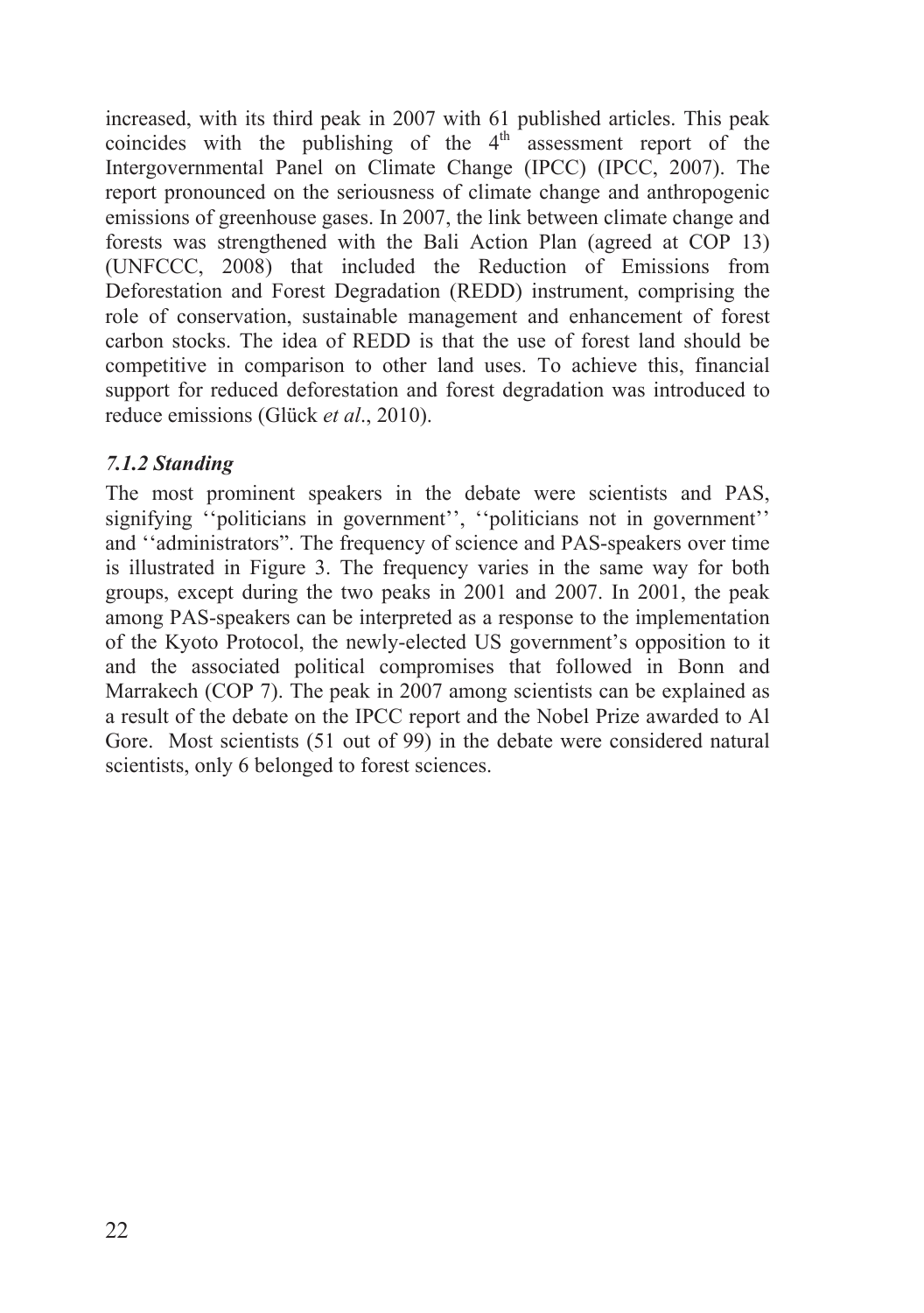increased, with its third peak in 2007 with 61 published articles. This peak coincides with the publishing of the 4th assessment report of the Intergovernmental Panel on Climate Change (IPCC) (IPCC, 2007). The report pronounced on the seriousness of climate change and anthropogenic emissions of greenhouse gases. In 2007, the link between climate change and forests was strengthened with the Bali Action Plan (agreed at COP 13) (UNFCCC, 2008) that included the Reduction of Emissions from Deforestation and Forest Degradation (REDD) instrument, comprising the role of conservation, sustainable management and enhancement of forest carbon stocks. The idea of REDD is that the use of forest land should be competitive in comparison to other land uses. To achieve this, financial support for reduced deforestation and forest degradation was introduced to reduce emissions (Glück *et al*., 2010).

### *7.1.2 Standing*

The most prominent speakers in the debate were scientists and PAS, signifying ''politicians in government'', ''politicians not in government'' and ''administrators". The frequency of science and PAS-speakers over time is illustrated in Figure 3. The frequency varies in the same way for both groups, except during the two peaks in 2001 and 2007. In 2001, the peak among PAS-speakers can be interpreted as a response to the implementation of the Kyoto Protocol, the newly-elected US government's opposition to it and the associated political compromises that followed in Bonn and Marrakech (COP 7). The peak in 2007 among scientists can be explained as a result of the debate on the IPCC report and the Nobel Prize awarded to Al Gore. Most scientists (51 out of 99) in the debate were considered natural scientists, only 6 belonged to forest sciences.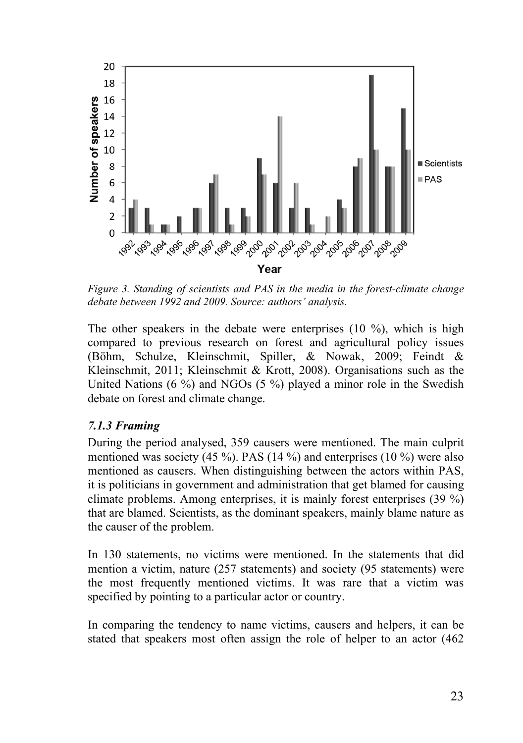*Figure 3. Standing of scientists and PAS in the media in the forest-climate change debate between 1992 and 2009. Source: authors' analysis.*

The other speakers in the debate were enterprises (10 %), which is high compared to previous research on forest and agricultural policy issues (Böhm, Schulze, Kleinschmit, Spiller, & Nowak, 2009; Feindt & Kleinschmit, 2011; Kleinschmit & Krott, 2008). Organisations such as the United Nations (6 %) and NGOs (5 %) played a minor role in the Swedish debate on forest and climate change.

### *7.1.3 Framing*

During the period analysed, 359 causers were mentioned. The main culprit mentioned was society (45 %). PAS (14 %) and enterprises (10 %) were also mentioned as causers. When distinguishing between the actors within PAS, it is politicians in government and administration that get blamed for causing climate problems. Among enterprises, it is mainly forest enterprises (39 %) that are blamed. Scientists, as the dominant speakers, mainly blame nature as the causer of the problem.

In 130 statements, no victims were mentioned. In the statements that did mention a victim, nature (257 statements) and society (95 statements) were the most frequently mentioned victims. It was rare that a victim was specified by pointing to a particular actor or country.

In comparing the tendency to name victims, causers and helpers, it can be stated that speakers most often assign the role of helper to an actor (462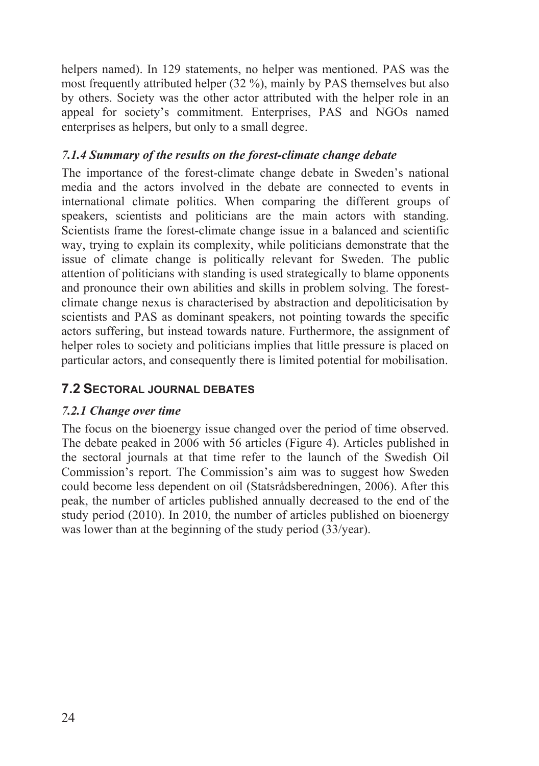helpers named). In 129 statements, no helper was mentioned. PAS was the most frequently attributed helper (32 %), mainly by PAS themselves but also by others. Society was the other actor attributed with the helper role in an appeal for society's commitment. Enterprises, PAS and NGOs named enterprises as helpers, but only to a small degree.

### *7.1.4 Summary of the results on the forest-climate change debate*

The importance of the forest-climate change debate in Sweden's national media and the actors involved in the debate are connected to events in international climate politics. When comparing the different groups of speakers, scientists and politicians are the main actors with standing. Scientists frame the forest-climate change issue in a balanced and scientific way, trying to explain its complexity, while politicians demonstrate that the issue of climate change is politically relevant for Sweden. The public attention of politicians with standing is used strategically to blame opponents and pronounce their own abilities and skills in problem solving. The forest-climate change nexus is characterised by abstraction and depoliticisation by scientists and PAS as dominant speakers, not pointing towards the specific actors suffering, but instead towards nature. Furthermore, the assignment of helper roles to society and politicians implies that little pressure is placed on particular actors, and consequently there is limited potential for mobilisation.

## 7.2 Sectoral journal debates

### *7.2.1 Change over time*

The focus on the bioenergy issue changed over the period of time observed. The debate peaked in 2006 with 56 articles (Figure 4). Articles published in the sectoral journals at that time refer to the launch of the Swedish Oil Commission's report. The Commission's aim was to suggest how Sweden could become less dependent on oil (Statsrådsberedningen, 2006). After this peak, the number of articles published annually decreased to the end of the study period (2010). In 2010, the number of articles published on bioenergy was lower than at the beginning of the study period (33/year).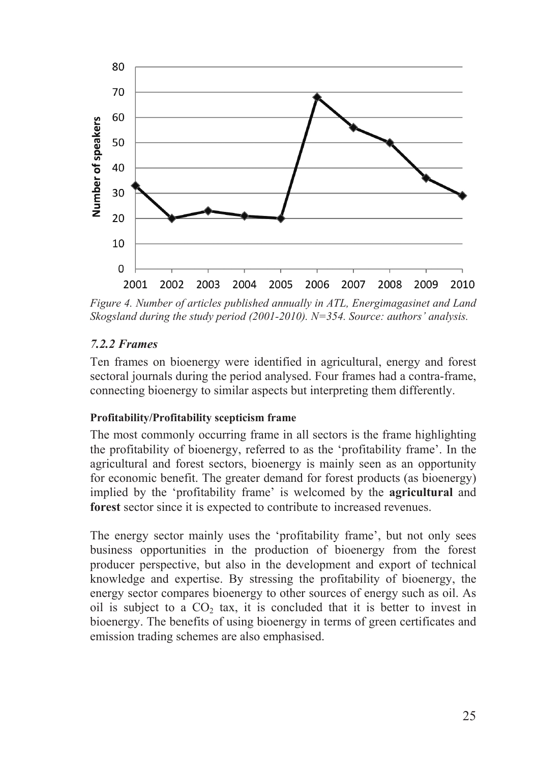*Figure 4. Number of articles published annually in ATL, Energimagasinet and Land Skogsland during the study period (2001-2010). N=354. Source: authors' analysis.*

### *7.2.2 Frames*

Ten frames on bioenergy were identified in agricultural, energy and forest sectoral journals during the period analysed. Four frames had a contra-frame, connecting bioenergy to similar aspects but interpreting them differently.

**Profitability/Profitability scepticism frame**

The most commonly occurring frame in all sectors is the frame highlighting the profitability of bioenergy, referred to as the 'profitability frame'. In the agricultural and forest sectors, bioenergy is mainly seen as an opportunity for economic benefit. The greater demand for forest products (as bioenergy) implied by the 'profitability frame' is welcomed by the **agricultural** and **forest** sector since it is expected to contribute to increased revenues.

The energy sector mainly uses the 'profitability frame', but not only sees business opportunities in the production of bioenergy from the forest producer perspective, but also in the development and export of technical knowledge and expertise. By stressing the profitability of bioenergy, the energy sector compares bioenergy to other sources of energy such as oil. As oil is subject to a $CO_2$ tax, it is concluded that it is better to invest in bioenergy. The benefits of using bioenergy in terms of green certificates and emission trading schemes are also emphasised.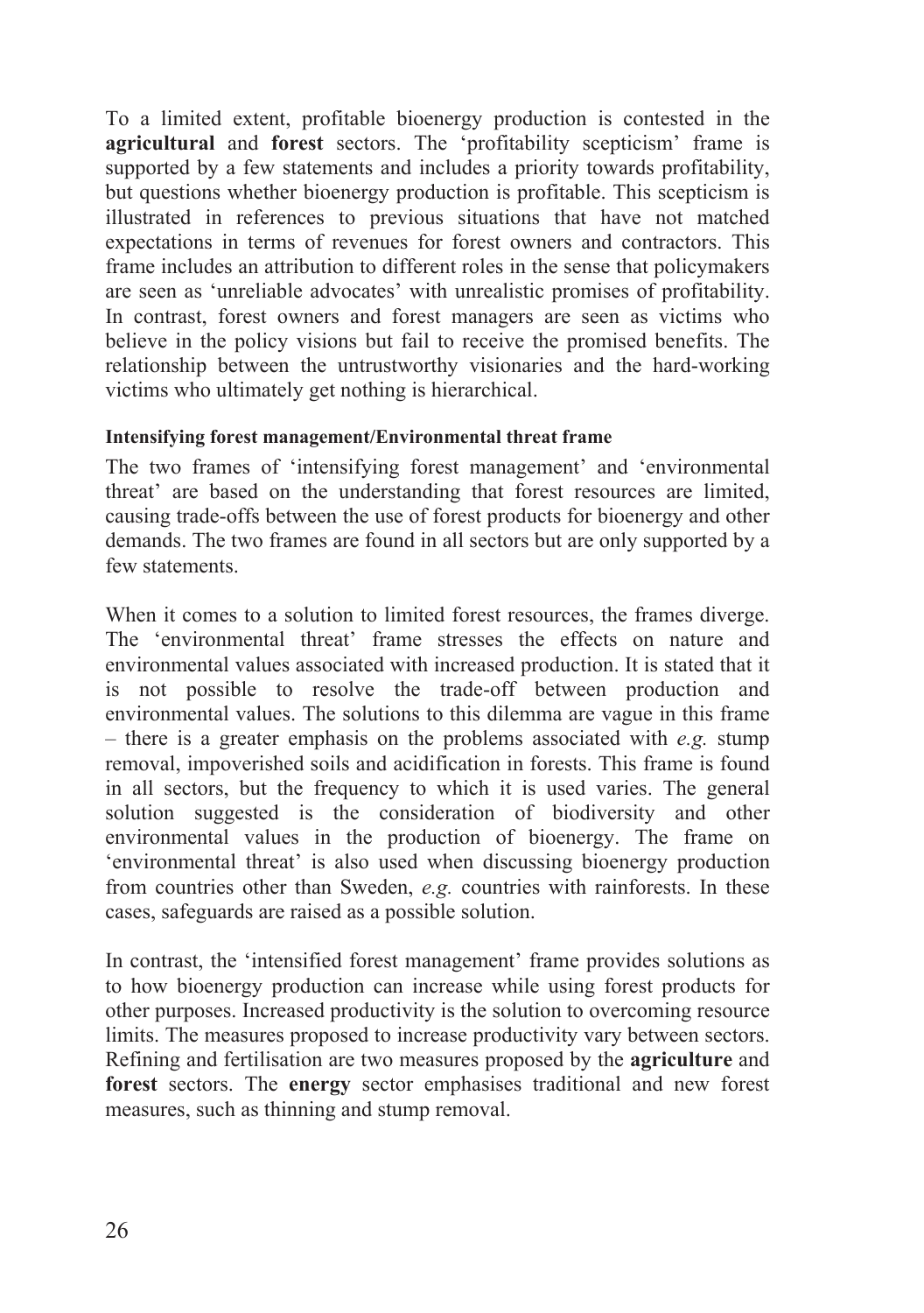To a limited extent, profitable bioenergy production is contested in the **agricultural** and **forest** sectors. The 'profitability scepticism' frame is supported by a few statements and includes a priority towards profitability, but questions whether bioenergy production is profitable. This scepticism is illustrated in references to previous situations that have not matched expectations in terms of revenues for forest owners and contractors. This frame includes an attribution to different roles in the sense that policymakers are seen as 'unreliable advocates' with unrealistic promises of profitability. In contrast, forest owners and forest managers are seen as victims who believe in the policy visions but fail to receive the promised benefits. The relationship between the untrustworthy visionaries and the hard-working victims who ultimately get nothing is hierarchical.

#### Intensifying forest management/Environmental threat frame

The two frames of 'intensifying forest management' and 'environmental threat' are based on the understanding that forest resources are limited, causing trade-offs between the use of forest products for bioenergy and other demands. The two frames are found in all sectors but are only supported by a few statements.

When it comes to a solution to limited forest resources, the frames diverge. The 'environmental threat' frame stresses the effects on nature and environmental values associated with increased production. It is stated that it is not possible to resolve the trade-off between production and environmental values. The solutions to this dilemma are vague in this frame – there is a greater emphasis on the problems associated with *e.g.* stump removal, impoverished soils and acidification in forests. This frame is found in all sectors, but the frequency to which it is used varies. The general solution suggested is the consideration of biodiversity and other environmental values in the production of bioenergy. The frame on 'environmental threat' is also used when discussing bioenergy production from countries other than Sweden, *e.g.* countries with rainforests. In these cases, safeguards are raised as a possible solution.

In contrast, the 'intensified forest management' frame provides solutions as to how bioenergy production can increase while using forest products for other purposes. Increased productivity is the solution to overcoming resource limits. The measures proposed to increase productivity vary between sectors. Refining and fertilisation are two measures proposed by the **agriculture** and **forest** sectors. The **energy** sector emphasises traditional and new forest measures, such as thinning and stump removal.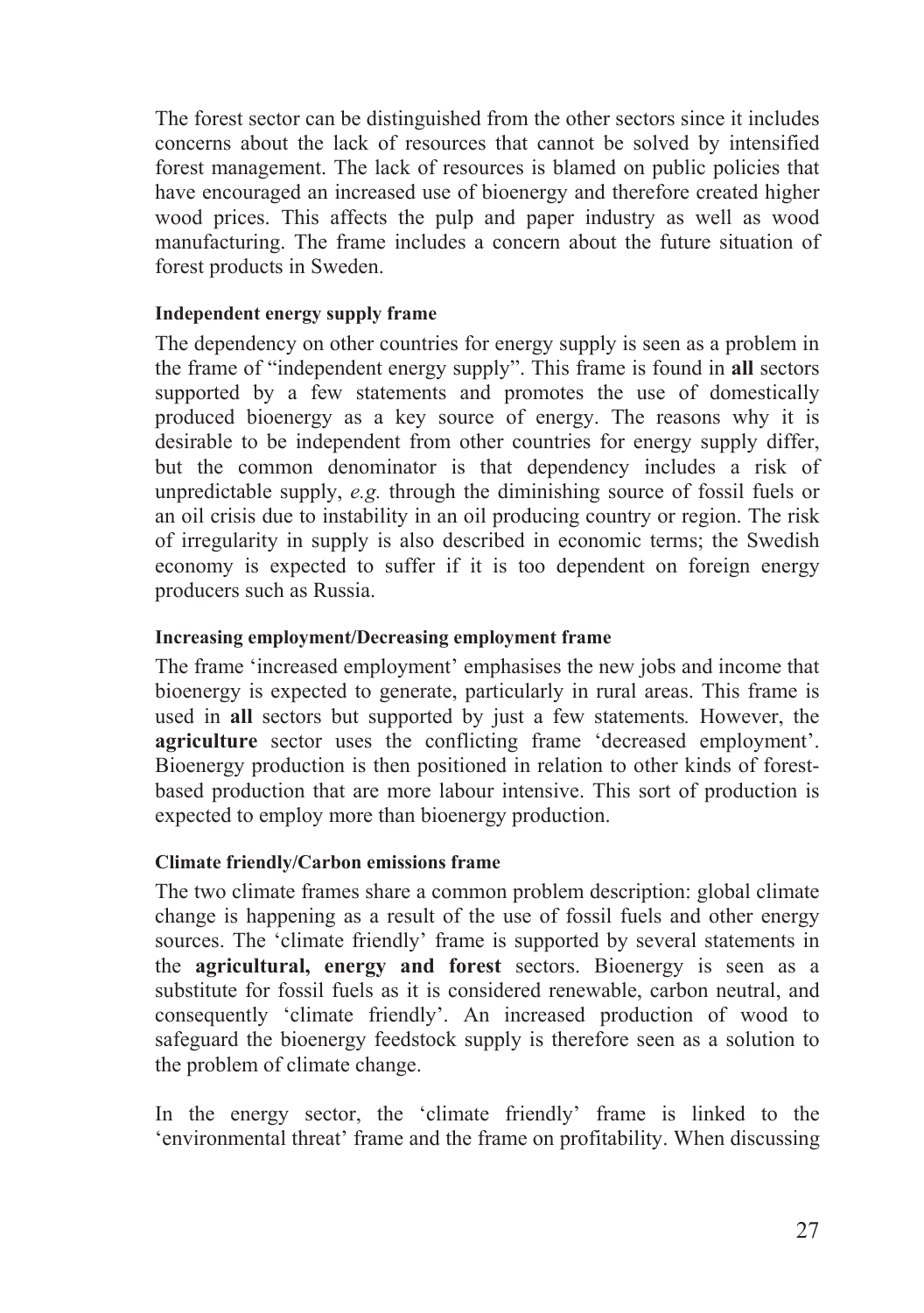The forest sector can be distinguished from the other sectors since it includes concerns about the lack of resources that cannot be solved by intensified forest management. The lack of resources is blamed on public policies that have encouraged an increased use of bioenergy and therefore created higher wood prices. This affects the pulp and paper industry as well as wood manufacturing. The frame includes a concern about the future situation of forest products in Sweden.

#### Independent energy supply frame

The dependency on other countries for energy supply is seen as a problem in the frame of "independent energy supply". This frame is found in **all** sectors supported by a few statements and promotes the use of domestically produced bioenergy as a key source of energy. The reasons why it is desirable to be independent from other countries for energy supply differ, but the common denominator is that dependency includes a risk of unpredictable supply, *e.g.* through the diminishing source of fossil fuels or an oil crisis due to instability in an oil producing country or region. The risk of irregularity in supply is also described in economic terms; the Swedish economy is expected to suffer if it is too dependent on foreign energy producers such as Russia.

#### Increasing employment/Decreasing employment frame

The frame 'increased employment' emphasises the new jobs and income that bioenergy is expected to generate, particularly in rural areas. This frame is used in **all** sectors but supported by just a few statements*.* However, the **agriculture** sector uses the conflicting frame 'decreased employment'. Bioenergy production is then positioned in relation to other kinds of forest-based production that are more labour intensive. This sort of production is expected to employ more than bioenergy production.

#### Climate friendly/Carbon emissions frame

The two climate frames share a common problem description: global climate change is happening as a result of the use of fossil fuels and other energy sources. The 'climate friendly' frame is supported by several statements in the **agricultural, energy and forest** sectors. Bioenergy is seen as a substitute for fossil fuels as it is considered renewable, carbon neutral, and consequently 'climate friendly'. An increased production of wood to safeguard the bioenergy feedstock supply is therefore seen as a solution to the problem of climate change.

In the energy sector, the 'climate friendly' frame is linked to the 'environmental threat' frame and the frame on profitability. When discussing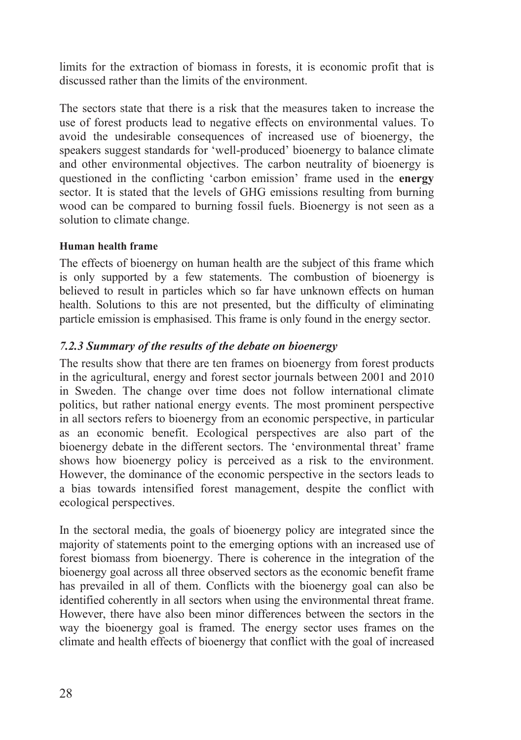limits for the extraction of biomass in forests, it is economic profit that is discussed rather than the limits of the environment.

The sectors state that there is a risk that the measures taken to increase the use of forest products lead to negative effects on environmental values. To avoid the undesirable consequences of increased use of bioenergy, the speakers suggest standards for 'well-produced' bioenergy to balance climate and other environmental objectives. The carbon neutrality of bioenergy is questioned in the conflicting 'carbon emission' frame used in the **energy** sector. It is stated that the levels of GHG emissions resulting from burning wood can be compared to burning fossil fuels. Bioenergy is not seen as a solution to climate change.

**Human health frame**

The effects of bioenergy on human health are the subject of this frame which is only supported by a few statements. The combustion of bioenergy is believed to result in particles which so far have unknown effects on human health. Solutions to this are not presented, but the difficulty of eliminating particle emission is emphasised. This frame is only found in the energy sector.

### *7.2.3 Summary of the results of the debate on bioenergy*

The results show that there are ten frames on bioenergy from forest products in the agricultural, energy and forest sector journals between 2001 and 2010 in Sweden. The change over time does not follow international climate politics, but rather national energy events. The most prominent perspective in all sectors refers to bioenergy from an economic perspective, in particular as an economic benefit. Ecological perspectives are also part of the bioenergy debate in the different sectors. The 'environmental threat' frame shows how bioenergy policy is perceived as a risk to the environment. However, the dominance of the economic perspective in the sectors leads to a bias towards intensified forest management, despite the conflict with ecological perspectives.

In the sectoral media, the goals of bioenergy policy are integrated since the majority of statements point to the emerging options with an increased use of forest biomass from bioenergy. There is coherence in the integration of the bioenergy goal across all three observed sectors as the economic benefit frame has prevailed in all of them. Conflicts with the bioenergy goal can also be identified coherently in all sectors when using the environmental threat frame. However, there have also been minor differences between the sectors in the way the bioenergy goal is framed. The energy sector uses frames on the climate and health effects of bioenergy that conflict with the goal of increased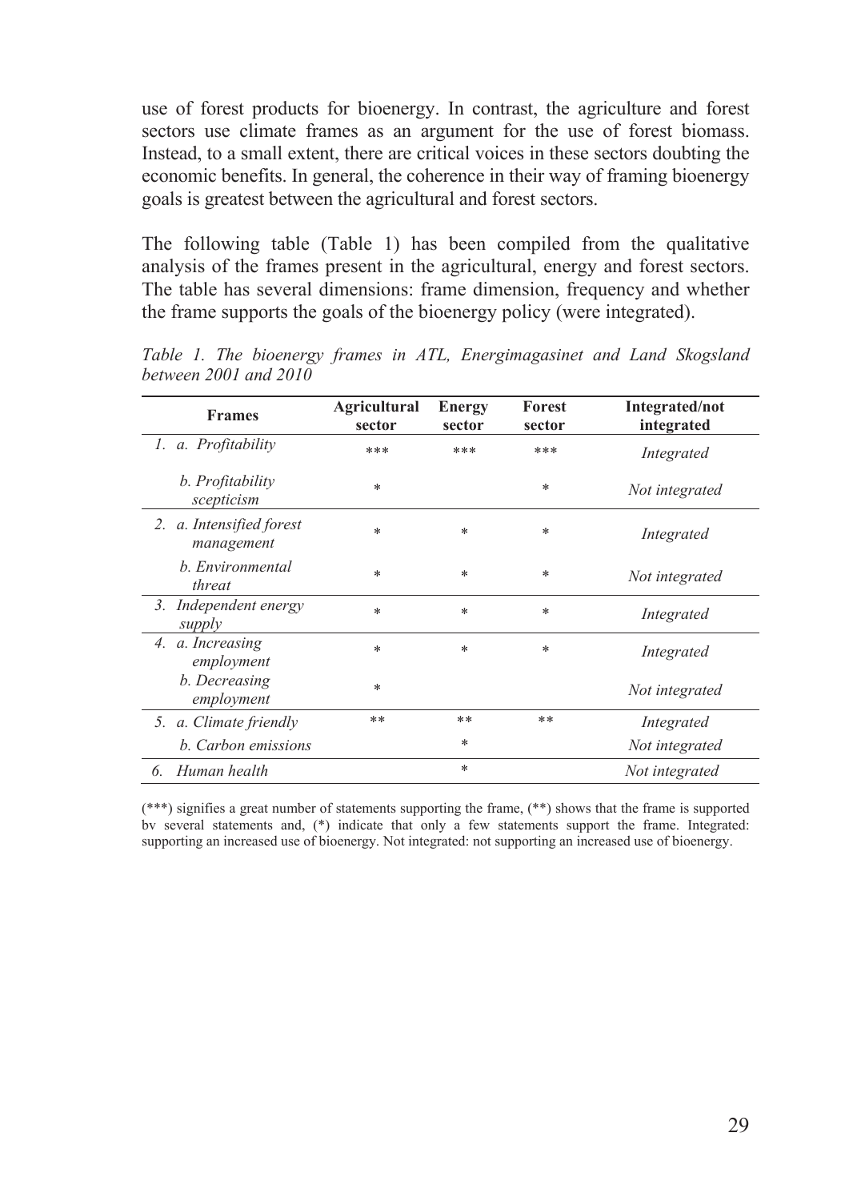use of forest products for bioenergy. In contrast, the agriculture and forest sectors use climate frames as an argument for the use of forest biomass. Instead, to a small extent, there are critical voices in these sectors doubting the economic benefits. In general, the coherence in their way of framing bioenergy goals is greatest between the agricultural and forest sectors.

The following table (Table 1) has been compiled from the qualitative analysis of the frames present in the agricultural, energy and forest sectors. The table has several dimensions: frame dimension, frequency and whether the frame supports the goals of the bioenergy policy (were integrated).

*Table 1. The bioenergy frames in ATL, Energimagasinet and Land Skogsland between 2001 and 2010*

| Frames | Agricultural sector | Energy sector | Forest sector | Integrated/not integrated |
|---|---|---|---|---|
| *1. a. Profitability* | *** | *** | *** | *Integrated* |
| *b. Profitability scepticism* | * | | * | *Not integrated* |
| *2. a. Intensified forest management* | * | * | * | *Integrated* |
| *b. Environmental threat* | * | * | * | *Not integrated* |
| *3. Independent energy supply* | * | * | * | *Integrated* |
| *4. a. Increasing employment* | * | * | * | *Integrated* |
| *b. Decreasing employment* | * | | | *Not integrated* |
| *5. a. Climate friendly* | ** | ** | ** | *Integrated* |
| *b. Carbon emissions* | | * | | *Not integrated* |
| *6. Human health* | | * | | *Not integrated* |

(***) signifies a great number of statements supporting the frame, (**) shows that the frame is supported by several statements and, (*) indicate that only a few statements support the frame. Integrated: supporting an increased use of bioenergy. Not integrated: not supporting an increased use of bioenergy.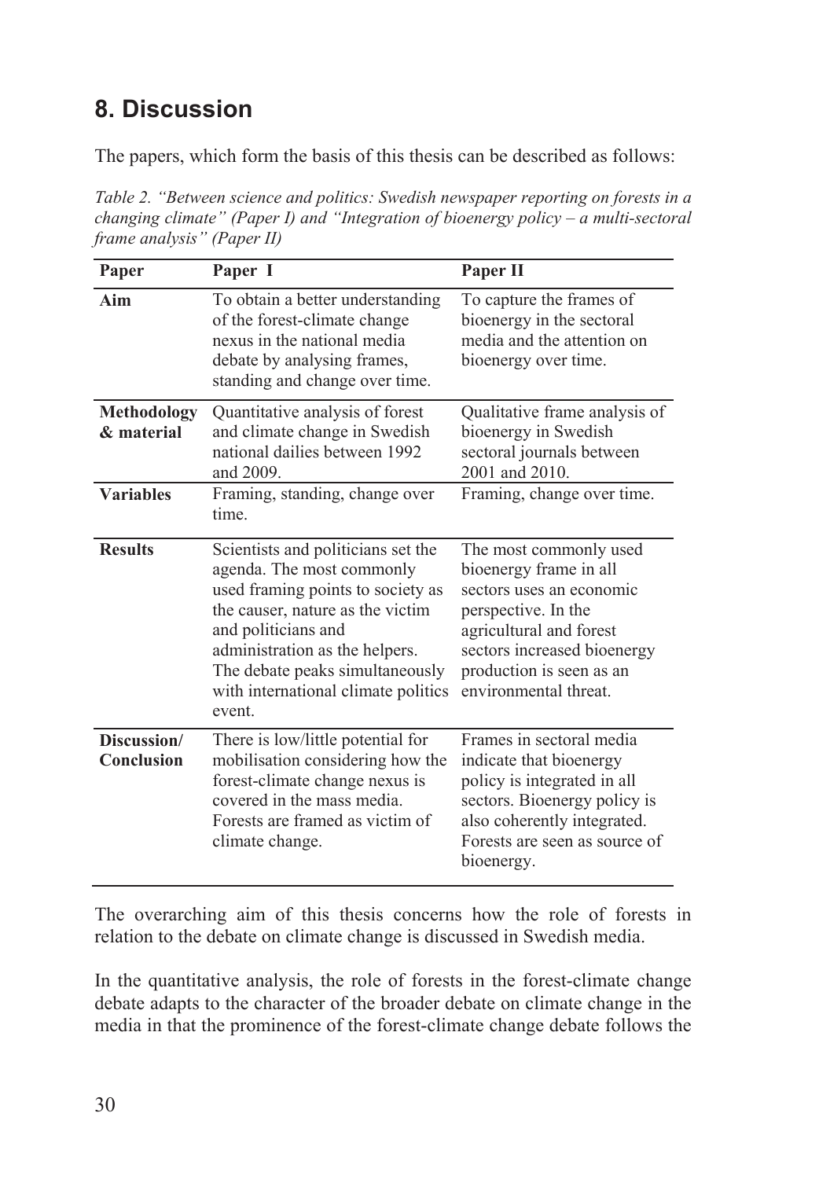## 8. Discussion

The papers, which form the basis of this thesis can be described as follows:

*Table 2. "Between science and politics: Swedish newspaper reporting on forests in a changing climate" (Paper I) and "Integration of bioenergy policy – a multi-sectoral frame analysis" (Paper II)*

| Paper | Paper I | Paper II |
|---|---|---|
| **Aim** | To obtain a better understanding of the forest-climate change nexus in the national media debate by analysing frames, standing and change over time. | To capture the frames of bioenergy in the sectoral media and the attention on bioenergy over time. |
| **Methodology & material** | Quantitative analysis of forest and climate change in Swedish national dailies between 1992 and 2009. | Qualitative frame analysis of bioenergy in Swedish sectoral journals between 2001 and 2010. |
| **Variables** | Framing, standing, change over time. | Framing, change over time. |
| **Results** | Scientists and politicians set the agenda. The most commonly used framing points to society as the causer, nature as the victim and politicians and administration as the helpers. The debate peaks simultaneously with international climate politics event. | The most commonly used bioenergy frame in all sectors uses an economic perspective. In the agricultural and forest sectors increased bioenergy production is seen as an environmental threat. |
| **Discussion/ Conclusion** | There is low/little potential for mobilisation considering how the forest-climate change nexus is covered in the mass media. Forests are framed as victim of climate change. | Frames in sectoral media indicate that bioenergy policy is integrated in all sectors. Bioenergy policy is also coherently integrated. Forests are seen as source of bioenergy. |

The overarching aim of this thesis concerns how the role of forests in relation to the debate on climate change is discussed in Swedish media.

In the quantitative analysis, the role of forests in the forest-climate change debate adapts to the character of the broader debate on climate change in the media in that the prominence of the forest-climate change debate follows the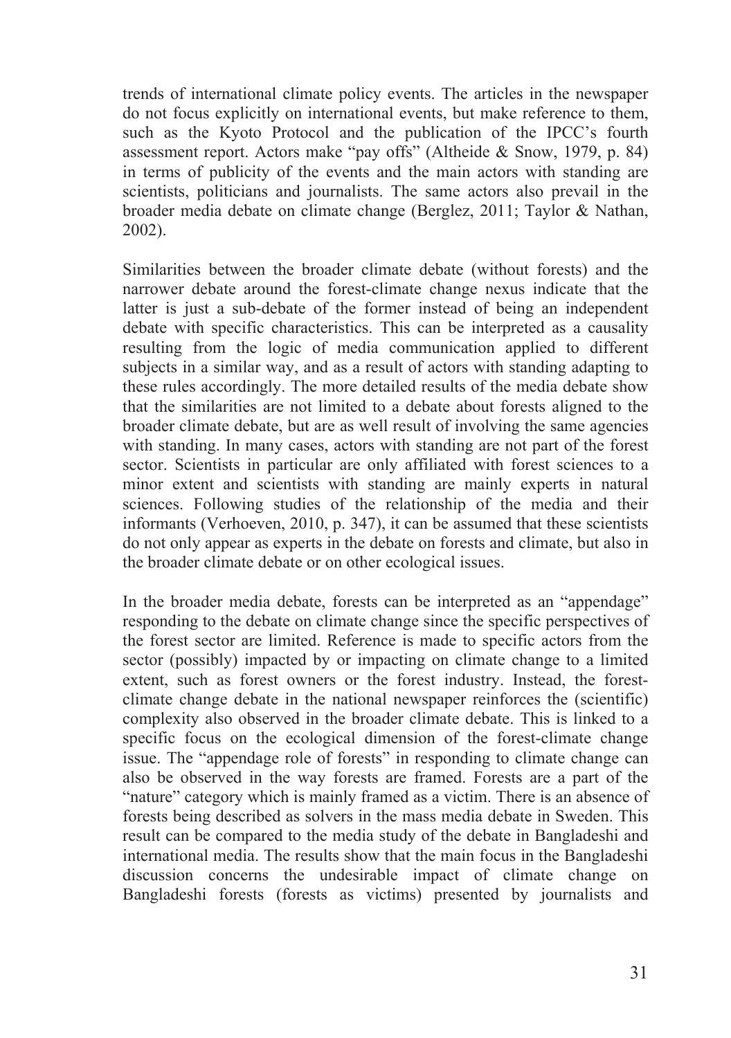trends of international climate policy events. The articles in the newspaper do not focus explicitly on international events, but make reference to them, such as the Kyoto Protocol and the publication of the IPCC's fourth assessment report. Actors make "pay offs" (Altheide & Snow, 1979, p. 84) in terms of publicity of the events and the main actors with standing are scientists, politicians and journalists. The same actors also prevail in the broader media debate on climate change (Berglez, 2011; Taylor & Nathan, 2002).

Similarities between the broader climate debate (without forests) and the narrower debate around the forest-climate change nexus indicate that the latter is just a sub-debate of the former instead of being an independent debate with specific characteristics. This can be interpreted as a causality resulting from the logic of media communication applied to different subjects in a similar way, and as a result of actors with standing adapting to these rules accordingly. The more detailed results of the media debate show that the similarities are not limited to a debate about forests aligned to the broader climate debate, but are as well result of involving the same agencies with standing. In many cases, actors with standing are not part of the forest sector. Scientists in particular are only affiliated with forest sciences to a minor extent and scientists with standing are mainly experts in natural sciences. Following studies of the relationship of the media and their informants (Verhoeven, 2010, p. 347), it can be assumed that these scientists do not only appear as experts in the debate on forests and climate, but also in the broader climate debate or on other ecological issues.

In the broader media debate, forests can be interpreted as an "appendage" responding to the debate on climate change since the specific perspectives of the forest sector are limited. Reference is made to specific actors from the sector (possibly) impacted by or impacting on climate change to a limited extent, such as forest owners or the forest industry. Instead, the forest-climate change debate in the national newspaper reinforces the (scientific) complexity also observed in the broader climate debate. This is linked to a specific focus on the ecological dimension of the forest-climate change issue. The "appendage role of forests" in responding to climate change can also be observed in the way forests are framed. Forests are a part of the "nature" category which is mainly framed as a victim. There is an absence of forests being described as solvers in the mass media debate in Sweden. This result can be compared to the media study of the debate in Bangladeshi and international media. The results show that the main focus in the Bangladeshi discussion concerns the undesirable impact of climate change on Bangladeshi forests (forests as victims) presented by journalists and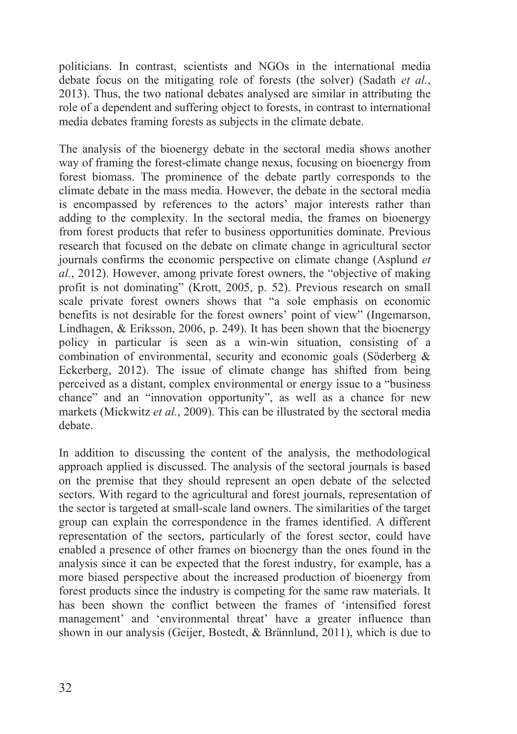politicians. In contrast, scientists and NGOs in the international media debate focus on the mitigating role of forests (the solver) (Sadath *et al.*, 2013). Thus, the two national debates analysed are similar in attributing the role of a dependent and suffering object to forests, in contrast to international media debates framing forests as subjects in the climate debate.

The analysis of the bioenergy debate in the sectoral media shows another way of framing the forest-climate change nexus, focusing on bioenergy from forest biomass. The prominence of the debate partly corresponds to the climate debate in the mass media. However, the debate in the sectoral media is encompassed by references to the actors' major interests rather than adding to the complexity. In the sectoral media, the frames on bioenergy from forest products that refer to business opportunities dominate. Previous research that focused on the debate on climate change in agricultural sector journals confirms the economic perspective on climate change (Asplund *et al.*, 2012). However, among private forest owners, the "objective of making profit is not dominating" (Krott, 2005, p. 52). Previous research on small scale private forest owners shows that "a sole emphasis on economic benefits is not desirable for the forest owners' point of view" (Ingemarson, Lindhagen, & Eriksson, 2006, p. 249). It has been shown that the bioenergy policy in particular is seen as a win-win situation, consisting of a combination of environmental, security and economic goals (Söderberg & Eckerberg, 2012). The issue of climate change has shifted from being perceived as a distant, complex environmental or energy issue to a "business chance" and an "innovation opportunity", as well as a chance for new markets (Mickwitz *et al.*, 2009). This can be illustrated by the sectoral media debate.

In addition to discussing the content of the analysis, the methodological approach applied is discussed. The analysis of the sectoral journals is based on the premise that they should represent an open debate of the selected sectors. With regard to the agricultural and forest journals, representation of the sector is targeted at small-scale land owners. The similarities of the target group can explain the correspondence in the frames identified. A different representation of the sectors, particularly of the forest sector, could have enabled a presence of other frames on bioenergy than the ones found in the analysis since it can be expected that the forest industry, for example, has a more biased perspective about the increased production of bioenergy from forest products since the industry is competing for the same raw materials. It has been shown the conflict between the frames of 'intensified forest management' and 'environmental threat' have a greater influence than shown in our analysis (Geijer, Bostedt, & Brännlund, 2011), which is due to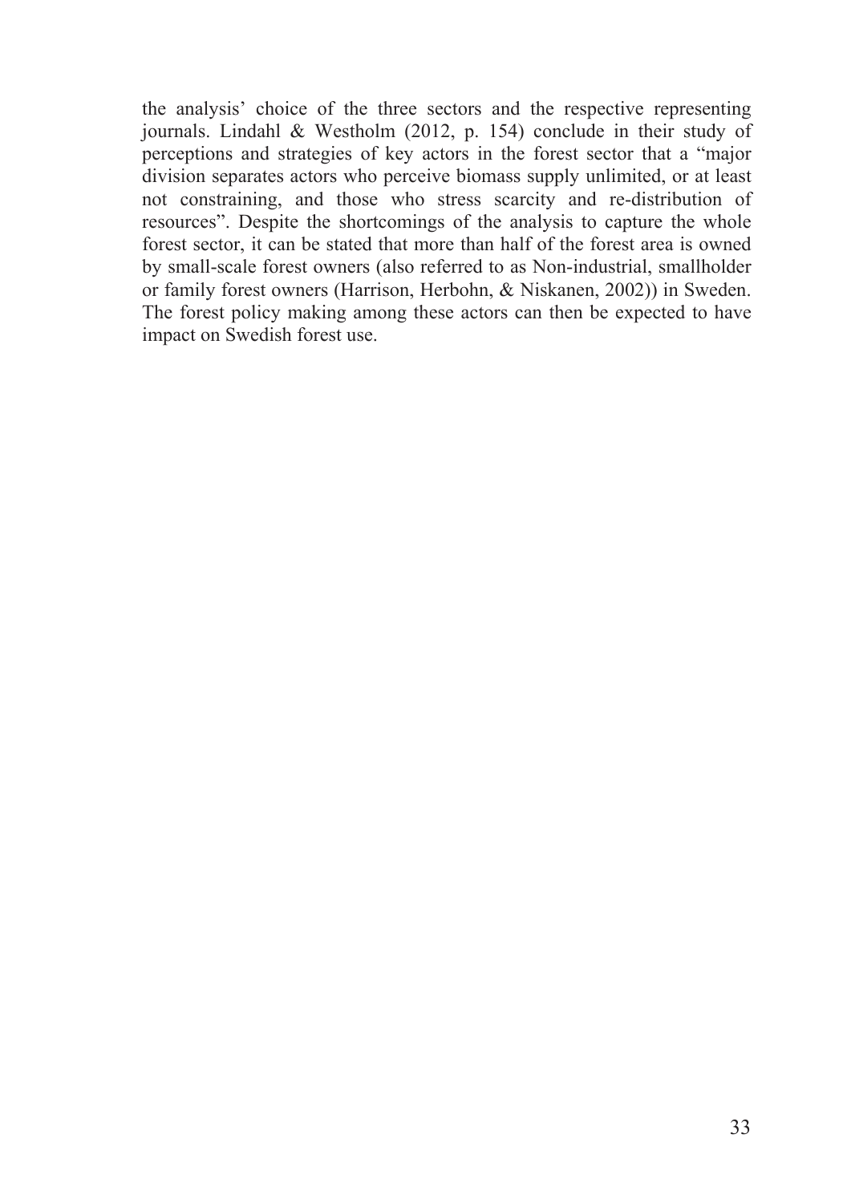the analysis' choice of the three sectors and the respective representing journals. Lindahl & Westholm (2012, p. 154) conclude in their study of perceptions and strategies of key actors in the forest sector that a "major division separates actors who perceive biomass supply unlimited, or at least not constraining, and those who stress scarcity and re-distribution of resources". Despite the shortcomings of the analysis to capture the whole forest sector, it can be stated that more than half of the forest area is owned by small-scale forest owners (also referred to as Non-industrial, smallholder or family forest owners (Harrison, Herbohn, & Niskanen, 2002)) in Sweden. The forest policy making among these actors can then be expected to have impact on Swedish forest use.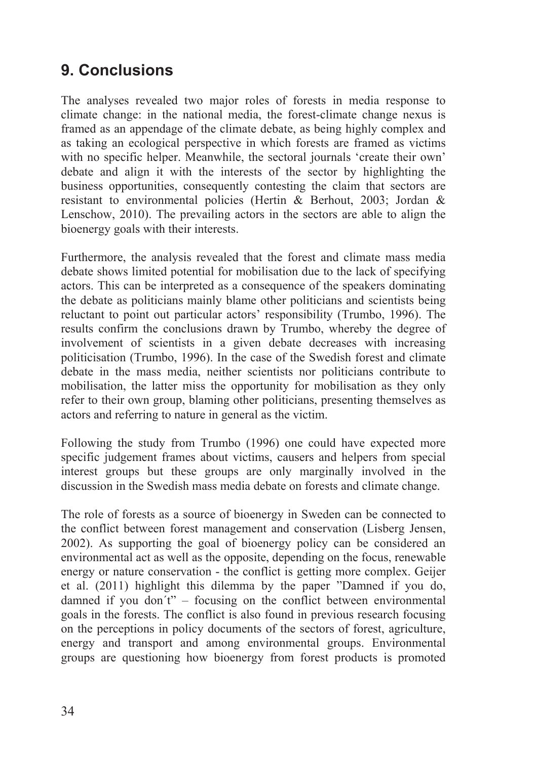# 9. Conclusions

The analyses revealed two major roles of forests in media response to climate change: in the national media, the forest-climate change nexus is framed as an appendage of the climate debate, as being highly complex and as taking an ecological perspective in which forests are framed as victims with no specific helper. Meanwhile, the sectoral journals 'create their own' debate and align it with the interests of the sector by highlighting the business opportunities, consequently contesting the claim that sectors are resistant to environmental policies (Hertin & Berhout, 2003; Jordan & Lenschow, 2010). The prevailing actors in the sectors are able to align the bioenergy goals with their interests.

Furthermore, the analysis revealed that the forest and climate mass media debate shows limited potential for mobilisation due to the lack of specifying actors. This can be interpreted as a consequence of the speakers dominating the debate as politicians mainly blame other politicians and scientists being reluctant to point out particular actors' responsibility (Trumbo, 1996). The results confirm the conclusions drawn by Trumbo, whereby the degree of involvement of scientists in a given debate decreases with increasing politicisation (Trumbo, 1996). In the case of the Swedish forest and climate debate in the mass media, neither scientists nor politicians contribute to mobilisation, the latter miss the opportunity for mobilisation as they only refer to their own group, blaming other politicians, presenting themselves as actors and referring to nature in general as the victim.

Following the study from Trumbo (1996) one could have expected more specific judgement frames about victims, causers and helpers from special interest groups but these groups are only marginally involved in the discussion in the Swedish mass media debate on forests and climate change.

The role of forests as a source of bioenergy in Sweden can be connected to the conflict between forest management and conservation (Lisberg Jensen, 2002). As supporting the goal of bioenergy policy can be considered an environmental act as well as the opposite, depending on the focus, renewable energy or nature conservation - the conflict is getting more complex. Geijer et al. (2011) highlight this dilemma by the paper "Damned if you do, damned if you don´t" – focusing on the conflict between environmental goals in the forests. The conflict is also found in previous research focusing on the perceptions in policy documents of the sectors of forest, agriculture, energy and transport and among environmental groups. Environmental groups are questioning how bioenergy from forest products is promoted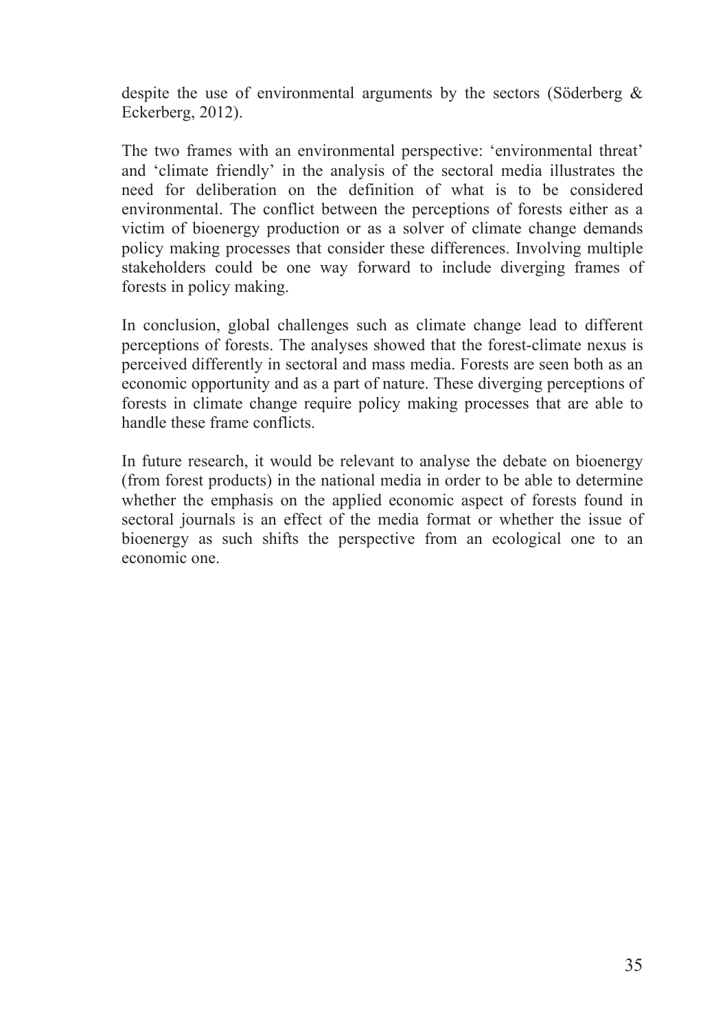despite the use of environmental arguments by the sectors (Söderberg & Eckerberg, 2012).

The two frames with an environmental perspective: 'environmental threat' and 'climate friendly' in the analysis of the sectoral media illustrates the need for deliberation on the definition of what is to be considered environmental. The conflict between the perceptions of forests either as a victim of bioenergy production or as a solver of climate change demands policy making processes that consider these differences. Involving multiple stakeholders could be one way forward to include diverging frames of forests in policy making.

In conclusion, global challenges such as climate change lead to different perceptions of forests. The analyses showed that the forest-climate nexus is perceived differently in sectoral and mass media. Forests are seen both as an economic opportunity and as a part of nature. These diverging perceptions of forests in climate change require policy making processes that are able to handle these frame conflicts.

In future research, it would be relevant to analyse the debate on bioenergy (from forest products) in the national media in order to be able to determine whether the emphasis on the applied economic aspect of forests found in sectoral journals is an effect of the media format or whether the issue of bioenergy as such shifts the perspective from an ecological one to an economic one.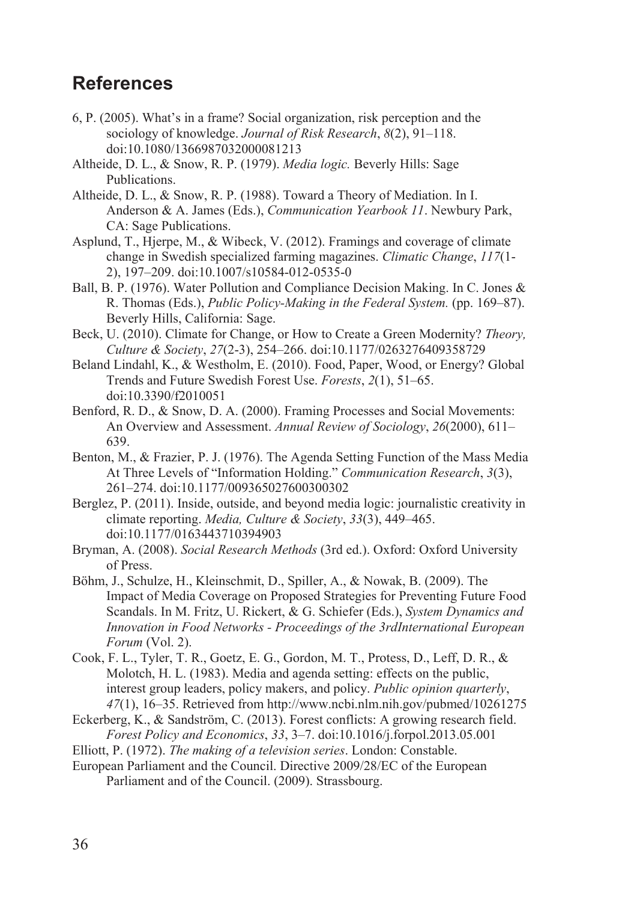## References

6, P. (2005). What's in a frame? Social organization, risk perception and the sociology of knowledge. *Journal of Risk Research*, *8*(2), 91–118. doi:10.1080/1366987032000081213

Altheide, D. L., & Snow, R. P. (1979). *Media logic.* Beverly Hills: Sage Publications.

Altheide, D. L., & Snow, R. P. (1988). Toward a Theory of Mediation. In I. Anderson & A. James (Eds.), *Communication Yearbook 11*. Newbury Park, CA: Sage Publications.

Asplund, T., Hjerpe, M., & Wibeck, V. (2012). Framings and coverage of climate change in Swedish specialized farming magazines. *Climatic Change*, *117*(1-2), 197–209. doi:10.1007/s10584-012-0535-0

Ball, B. P. (1976). Water Pollution and Compliance Decision Making. In C. Jones & R. Thomas (Eds.), *Public Policy-Making in the Federal System.* (pp. 169–87). Beverly Hills, California: Sage.

Beck, U. (2010). Climate for Change, or How to Create a Green Modernity? *Theory, Culture & Society*, *27*(2-3), 254–266. doi:10.1177/0263276409358729

Beland Lindahl, K., & Westholm, E. (2010). Food, Paper, Wood, or Energy? Global Trends and Future Swedish Forest Use. *Forests*, *2*(1), 51–65. doi:10.3390/f2010051

Benford, R. D., & Snow, D. A. (2000). Framing Processes and Social Movements: An Overview and Assessment. *Annual Review of Sociology*, *26*(2000), 611–639.

Benton, M., & Frazier, P. J. (1976). The Agenda Setting Function of the Mass Media At Three Levels of "Information Holding." *Communication Research*, *3*(3), 261–274. doi:10.1177/009365027600300302

Berglez, P. (2011). Inside, outside, and beyond media logic: journalistic creativity in climate reporting. *Media, Culture & Society*, *33*(3), 449–465. doi:10.1177/0163443710394903

Bryman, A. (2008). *Social Research Methods* (3rd ed.). Oxford: Oxford University of Press.

Böhm, J., Schulze, H., Kleinschmit, D., Spiller, A., & Nowak, B. (2009). The Impact of Media Coverage on Proposed Strategies for Preventing Future Food Scandals. In M. Fritz, U. Rickert, & G. Schiefer (Eds.), *System Dynamics and Innovation in Food Networks - Proceedings of the 3rdInternational European Forum* (Vol. 2).

Cook, F. L., Tyler, T. R., Goetz, E. G., Gordon, M. T., Protess, D., Leff, D. R., & Molotch, H. L. (1983). Media and agenda setting: effects on the public, interest group leaders, policy makers, and policy. *Public opinion quarterly*, *47*(1), 16–35. Retrieved from http://www.ncbi.nlm.nih.gov/pubmed/10261275

Eckerberg, K., & Sandström, C. (2013). Forest conflicts: A growing research field. *Forest Policy and Economics*, *33*, 3–7. doi:10.1016/j.forpol.2013.05.001

Elliott, P. (1972). *The making of a television series*. London: Constable.

European Parliament and the Council. Directive 2009/28/EC of the European Parliament and of the Council. (2009). Strassbourg.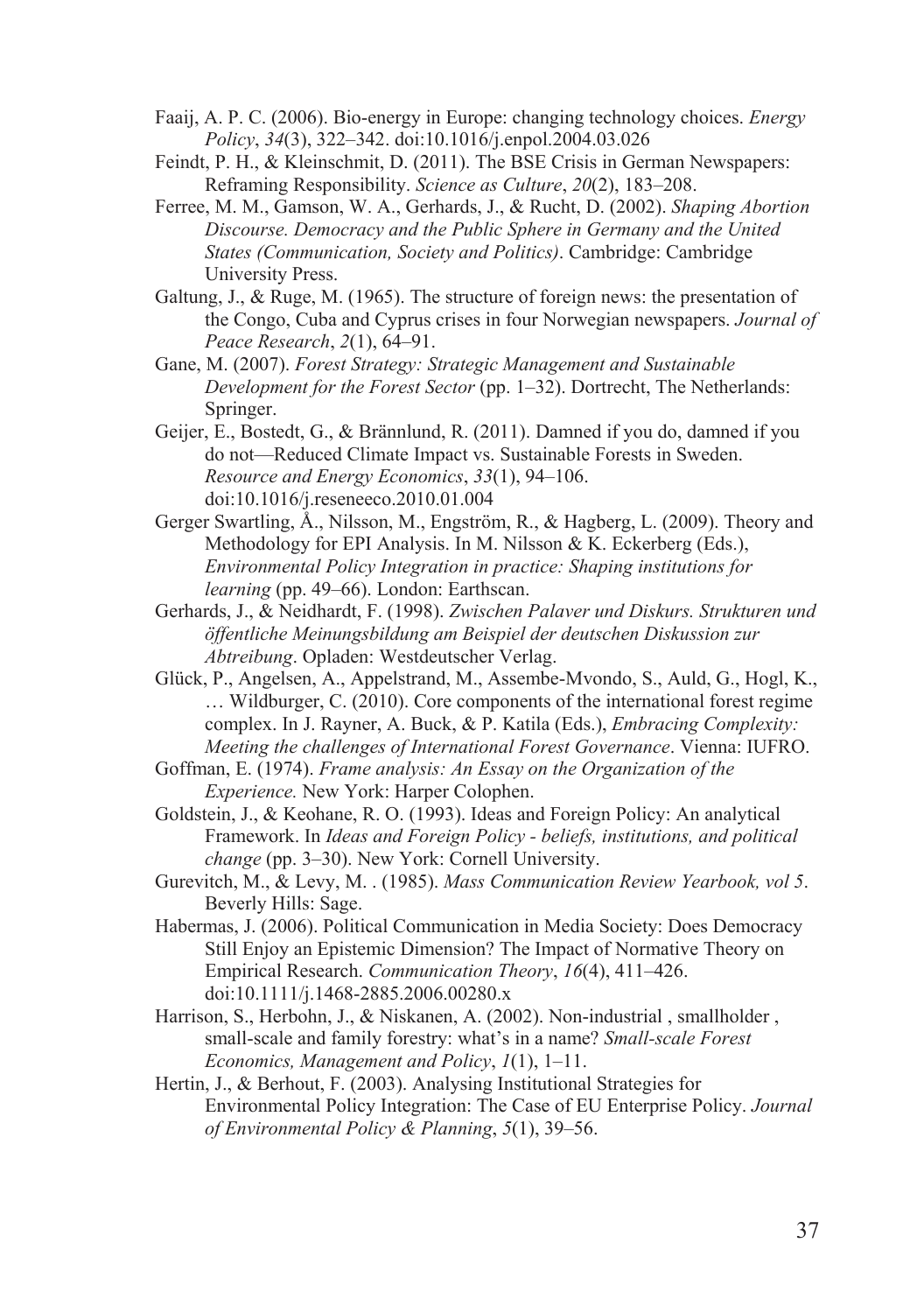Faaij, A. P. C. (2006). Bio-energy in Europe: changing technology choices. *Energy Policy*, *34*(3), 322–342. doi:10.1016/j.enpol.2004.03.026

Feindt, P. H., & Kleinschmit, D. (2011). The BSE Crisis in German Newspapers: Reframing Responsibility. *Science as Culture*, *20*(2), 183–208.

Ferree, M. M., Gamson, W. A., Gerhards, J., & Rucht, D. (2002). *Shaping Abortion Discourse. Democracy and the Public Sphere in Germany and the United States (Communication, Society and Politics)*. Cambridge: Cambridge University Press.

Galtung, J., & Ruge, M. (1965). The structure of foreign news: the presentation of the Congo, Cuba and Cyprus crises in four Norwegian newspapers. *Journal of Peace Research*, *2*(1), 64–91.

Gane, M. (2007). *Forest Strategy: Strategic Management and Sustainable Development for the Forest Sector* (pp. 1–32). Dortrecht, The Netherlands: Springer.

Geijer, E., Bostedt, G., & Brännlund, R. (2011). Damned if you do, damned if you do not—Reduced Climate Impact vs. Sustainable Forests in Sweden. *Resource and Energy Economics*, *33*(1), 94–106. doi:10.1016/j.reseneeco.2010.01.004

Gerger Swartling, Å., Nilsson, M., Engström, R., & Hagberg, L. (2009). Theory and Methodology for EPI Analysis. In M. Nilsson & K. Eckerberg (Eds.), *Environmental Policy Integration in practice: Shaping institutions for learning* (pp. 49–66). London: Earthscan.

Gerhards, J., & Neidhardt, F. (1998). *Zwischen Palaver und Diskurs. Strukturen und öffentliche Meinungsbildung am Beispiel der deutschen Diskussion zur Abtreibung*. Opladen: Westdeutscher Verlag.

Glück, P., Angelsen, A., Appelstrand, M., Assembe-Mvondo, S., Auld, G., Hogl, K., … Wildburger, C. (2010). Core components of the international forest regime complex. In J. Rayner, A. Buck, & P. Katila (Eds.), *Embracing Complexity: Meeting the challenges of International Forest Governance*. Vienna: IUFRO.

Goffman, E. (1974). *Frame analysis: An Essay on the Organization of the Experience.* New York: Harper Colophen.

Goldstein, J., & Keohane, R. O. (1993). Ideas and Foreign Policy: An analytical Framework. In *Ideas and Foreign Policy - beliefs, institutions, and political change* (pp. 3–30). New York: Cornell University.

Gurevitch, M., & Levy, M. . (1985). *Mass Communication Review Yearbook, vol 5*. Beverly Hills: Sage.

Habermas, J. (2006). Political Communication in Media Society: Does Democracy Still Enjoy an Epistemic Dimension? The Impact of Normative Theory on Empirical Research. *Communication Theory*, *16*(4), 411–426. doi:10.1111/j.1468-2885.2006.00280.x

Harrison, S., Herbohn, J., & Niskanen, A. (2002). Non-industrial , smallholder , small-scale and family forestry: what's in a name? *Small-scale Forest Economics, Management and Policy*, *1*(1), 1–11.

Hertin, J., & Berhout, F. (2003). Analysing Institutional Strategies for Environmental Policy Integration: The Case of EU Enterprise Policy. *Journal of Environmental Policy & Planning*, *5*(1), 39–56.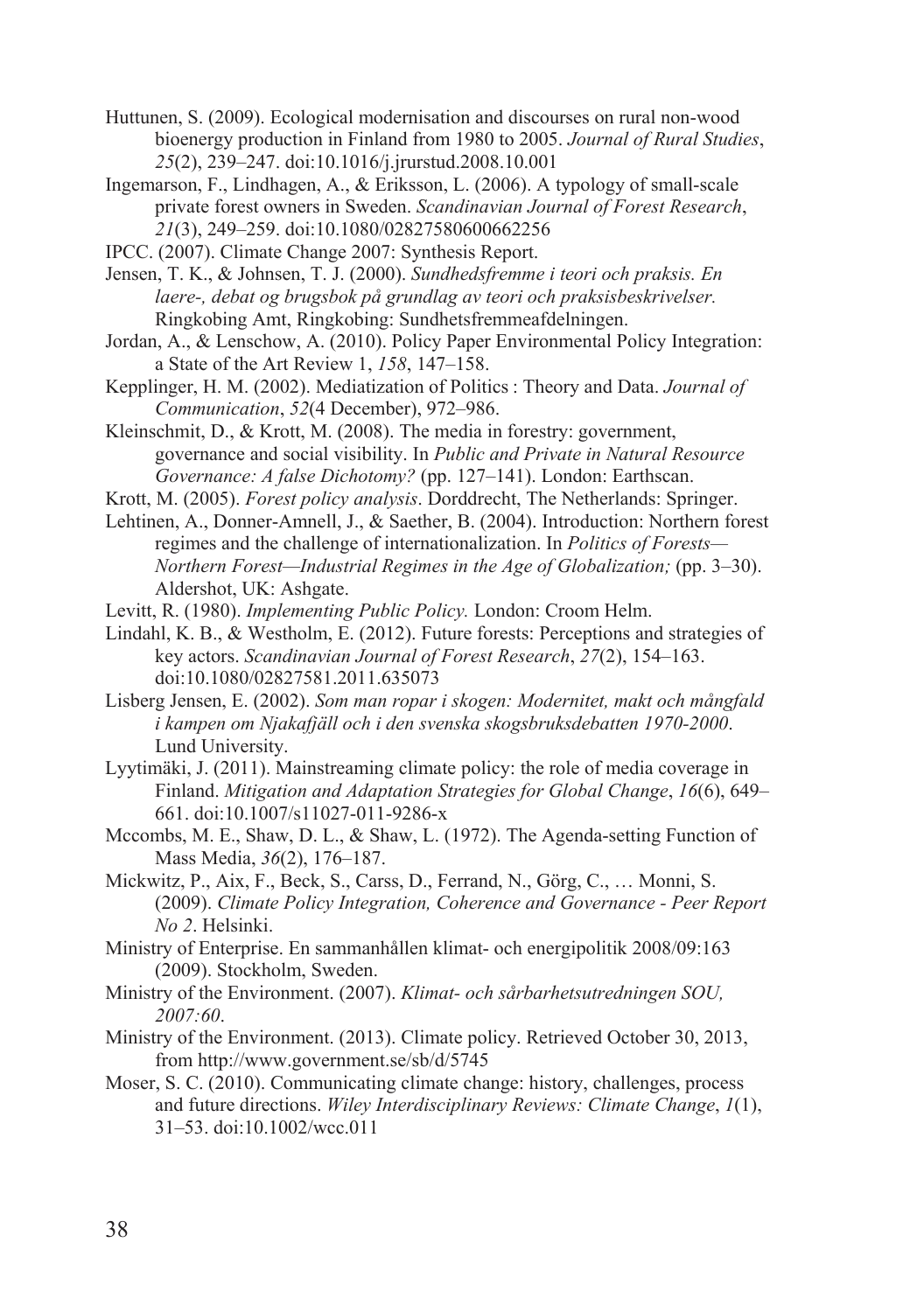Huttunen, S. (2009). Ecological modernisation and discourses on rural non-wood bioenergy production in Finland from 1980 to 2005. *Journal of Rural Studies*, *25*(2), 239–247. doi:10.1016/j.jrurstud.2008.10.001

Ingemarson, F., Lindhagen, A., & Eriksson, L. (2006). A typology of small-scale private forest owners in Sweden. *Scandinavian Journal of Forest Research*, *21*(3), 249–259. doi:10.1080/02827580600662256

IPCC. (2007). Climate Change 2007: Synthesis Report.

Jensen, T. K., & Johnsen, T. J. (2000). *Sundhedsfremme i teori och praksis. En laere-, debat og brugsbok på grundlag av teori och praksisbeskrivelser.* Ringkobing Amt, Ringkobing: Sundhetsfremmeafdelningen.

Jordan, A., & Lenschow, A. (2010). Policy Paper Environmental Policy Integration: a State of the Art Review 1, *158*, 147–158.

Kepplinger, H. M. (2002). Mediatization of Politics : Theory and Data. *Journal of Communication*, *52*(4 December), 972–986.

Kleinschmit, D., & Krott, M. (2008). The media in forestry: government, governance and social visibility. In *Public and Private in Natural Resource Governance: A false Dichotomy?* (pp. 127–141). London: Earthscan.

Krott, M. (2005). *Forest policy analysis*. Dorddrecht, The Netherlands: Springer.

Lehtinen, A., Donner-Amnell, J., & Saether, B. (2004). Introduction: Northern forest regimes and the challenge of internationalization. In *Politics of Forests—Northern Forest—Industrial Regimes in the Age of Globalization;* (pp. 3–30). Aldershot, UK: Ashgate.

Levitt, R. (1980). *Implementing Public Policy.* London: Croom Helm.

Lindahl, K. B., & Westholm, E. (2012). Future forests: Perceptions and strategies of key actors. *Scandinavian Journal of Forest Research*, *27*(2), 154–163. doi:10.1080/02827581.2011.635073

Lisberg Jensen, E. (2002). *Som man ropar i skogen: Modernitet, makt och mångfald i kampen om Njakafjäll och i den svenska skogsbruksdebatten 1970-2000*. Lund University.

Lyytimäki, J. (2011). Mainstreaming climate policy: the role of media coverage in Finland. *Mitigation and Adaptation Strategies for Global Change*, *16*(6), 649–661. doi:10.1007/s11027-011-9286-x

Mccombs, M. E., Shaw, D. L., & Shaw, L. (1972). The Agenda-setting Function of Mass Media, *36*(2), 176–187.

Mickwitz, P., Aix, F., Beck, S., Carss, D., Ferrand, N., Görg, C., … Monni, S. (2009). *Climate Policy Integration, Coherence and Governance - Peer Report No 2*. Helsinki.

Ministry of Enterprise. En sammanhållen klimat- och energipolitik 2008/09:163 (2009). Stockholm, Sweden.

Ministry of the Environment. (2007). *Klimat- och sårbarhetsutredningen SOU, 2007:60*.

Ministry of the Environment. (2013). Climate policy. Retrieved October 30, 2013, from http://www.government.se/sb/d/5745

Moser, S. C. (2010). Communicating climate change: history, challenges, process and future directions. *Wiley Interdisciplinary Reviews: Climate Change*, *1*(1), 31–53. doi:10.1002/wcc.011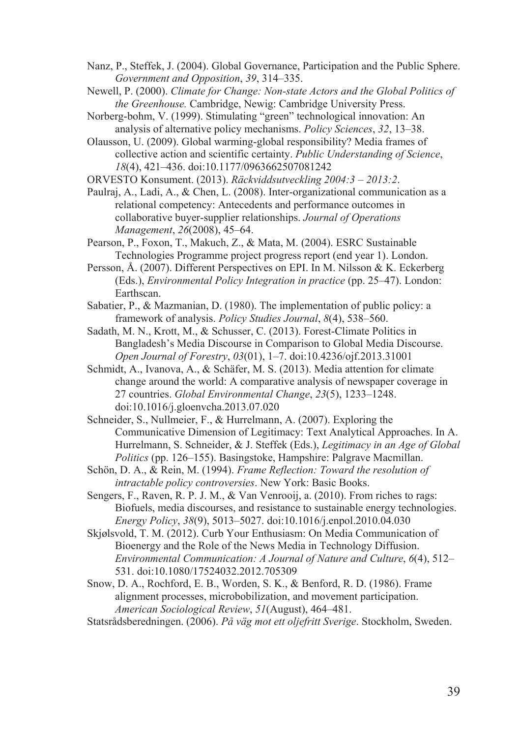Nanz, P., Steffek, J. (2004). Global Governance, Participation and the Public Sphere. *Government and Opposition*, *39*, 314–335.

Newell, P. (2000). *Climate for Change: Non-state Actors and the Global Politics of the Greenhouse.* Cambridge, Newig: Cambridge University Press.

Norberg-bohm, V. (1999). Stimulating "green" technological innovation: An analysis of alternative policy mechanisms. *Policy Sciences*, *32*, 13–38.

Olausson, U. (2009). Global warming-global responsibility? Media frames of collective action and scientific certainty. *Public Understanding of Science*, *18*(4), 421–436. doi:10.1177/0963662507081242

ORVESTO Konsument. (2013). *Räckviddsutveckling 2004:3 – 2013:2*.

Paulraj, A., Ladi, A., & Chen, L. (2008). Inter-organizational communication as a relational competency: Antecedents and performance outcomes in collaborative buyer-supplier relationships. *Journal of Operations Management*, *26*(2008), 45–64.

Pearson, P., Foxon, T., Makuch, Z., & Mata, M. (2004). ESRC Sustainable Technologies Programme project progress report (end year 1). London.

Persson, Å. (2007). Different Perspectives on EPI. In M. Nilsson & K. Eckerberg (Eds.), *Environmental Policy Integration in practice* (pp. 25–47). London: Earthscan.

Sabatier, P., & Mazmanian, D. (1980). The implementation of public policy: a framework of analysis. *Policy Studies Journal*, *8*(4), 538–560.

Sadath, M. N., Krott, M., & Schusser, C. (2013). Forest-Climate Politics in Bangladesh's Media Discourse in Comparison to Global Media Discourse. *Open Journal of Forestry*, *03*(01), 1–7. doi:10.4236/ojf.2013.31001

Schmidt, A., Ivanova, A., & Schäfer, M. S. (2013). Media attention for climate change around the world: A comparative analysis of newspaper coverage in 27 countries. *Global Environmental Change*, *23*(5), 1233–1248. doi:10.1016/j.gloenvcha.2013.07.020

Schneider, S., Nullmeier, F., & Hurrelmann, A. (2007). Exploring the Communicative Dimension of Legitimacy: Text Analytical Approaches. In A. Hurrelmann, S. Schneider, & J. Steffek (Eds.), *Legitimacy in an Age of Global Politics* (pp. 126–155). Basingstoke, Hampshire: Palgrave Macmillan.

Schön, D. A., & Rein, M. (1994). *Frame Reflection: Toward the resolution of intractable policy controversies*. New York: Basic Books.

Sengers, F., Raven, R. P. J. M., & Van Venrooij, a. (2010). From riches to rags: Biofuels, media discourses, and resistance to sustainable energy technologies. *Energy Policy*, *38*(9), 5013–5027. doi:10.1016/j.enpol.2010.04.030

Skjølsvold, T. M. (2012). Curb Your Enthusiasm: On Media Communication of Bioenergy and the Role of the News Media in Technology Diffusion. *Environmental Communication: A Journal of Nature and Culture*, *6*(4), 512–531. doi:10.1080/17524032.2012.705309

Snow, D. A., Rochford, E. B., Worden, S. K., & Benford, R. D. (1986). Frame alignment processes, microbobilization, and movement participation. *American Sociological Review*, *51*(August), 464–481.

Statsrådsberedningen. (2006). *På väg mot ett oljefritt Sverige*. Stockholm, Sweden.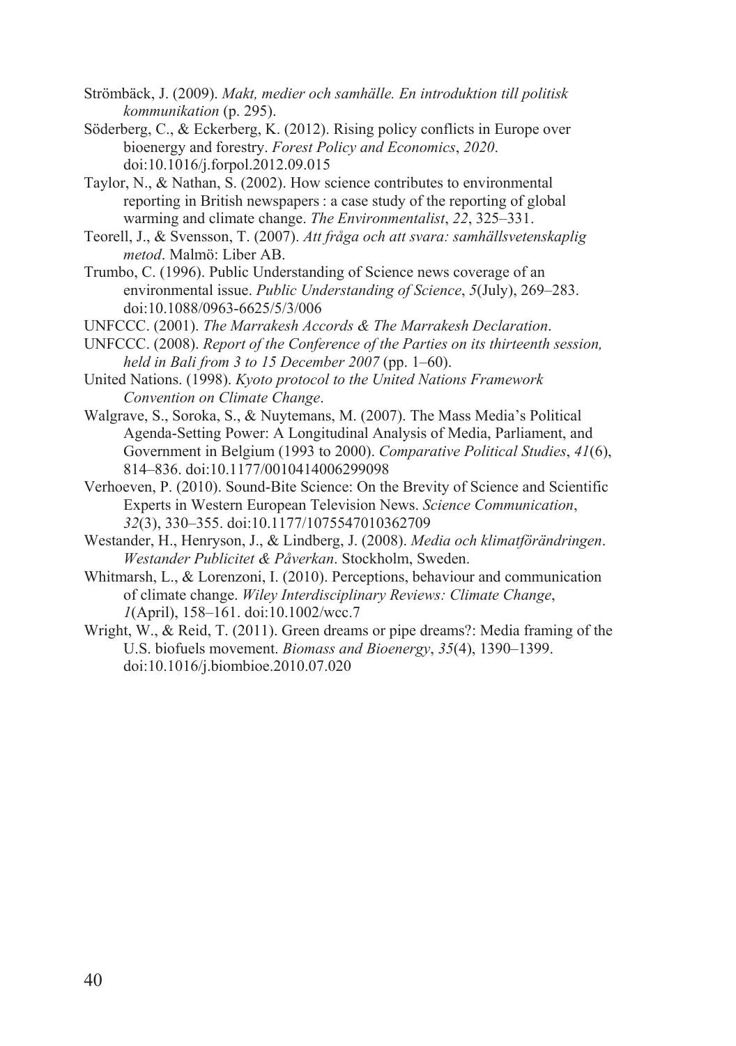Strömbäck, J. (2009). *Makt, medier och samhälle. En introduktion till politisk kommunikation* (p. 295).

Söderberg, C., & Eckerberg, K. (2012). Rising policy conflicts in Europe over bioenergy and forestry. *Forest Policy and Economics*, *2020*. doi:10.1016/j.forpol.2012.09.015

Taylor, N., & Nathan, S. (2002). How science contributes to environmental reporting in British newspapers : a case study of the reporting of global warming and climate change. *The Environmentalist*, *22*, 325–331.

Teorell, J., & Svensson, T. (2007). *Att fråga och att svara: samhällsvetenskaplig metod*. Malmö: Liber AB.

Trumbo, C. (1996). Public Understanding of Science news coverage of an environmental issue. *Public Understanding of Science*, *5*(July), 269–283. doi:10.1088/0963-6625/5/3/006

UNFCCC. (2001). *The Marrakesh Accords & The Marrakesh Declaration*.

UNFCCC. (2008). *Report of the Conference of the Parties on its thirteenth session, held in Bali from 3 to 15 December 2007* (pp. 1–60).

United Nations. (1998). *Kyoto protocol to the United Nations Framework Convention on Climate Change*.

Walgrave, S., Soroka, S., & Nuytemans, M. (2007). The Mass Media's Political Agenda-Setting Power: A Longitudinal Analysis of Media, Parliament, and Government in Belgium (1993 to 2000). *Comparative Political Studies*, *41*(6), 814–836. doi:10.1177/0010414006299098

Verhoeven, P. (2010). Sound-Bite Science: On the Brevity of Science and Scientific Experts in Western European Television News. *Science Communication*, *32*(3), 330–355. doi:10.1177/1075547010362709

Westander, H., Henryson, J., & Lindberg, J. (2008). *Media och klimatförändringen*. *Westander Publicitet & Påverkan*. Stockholm, Sweden.

Whitmarsh, L., & Lorenzoni, I. (2010). Perceptions, behaviour and communication of climate change. *Wiley Interdisciplinary Reviews: Climate Change*, *1*(April), 158–161. doi:10.1002/wcc.7

Wright, W., & Reid, T. (2011). Green dreams or pipe dreams?: Media framing of the U.S. biofuels movement. *Biomass and Bioenergy*, *35*(4), 1390–1399. doi:10.1016/j.biombioe.2010.07.020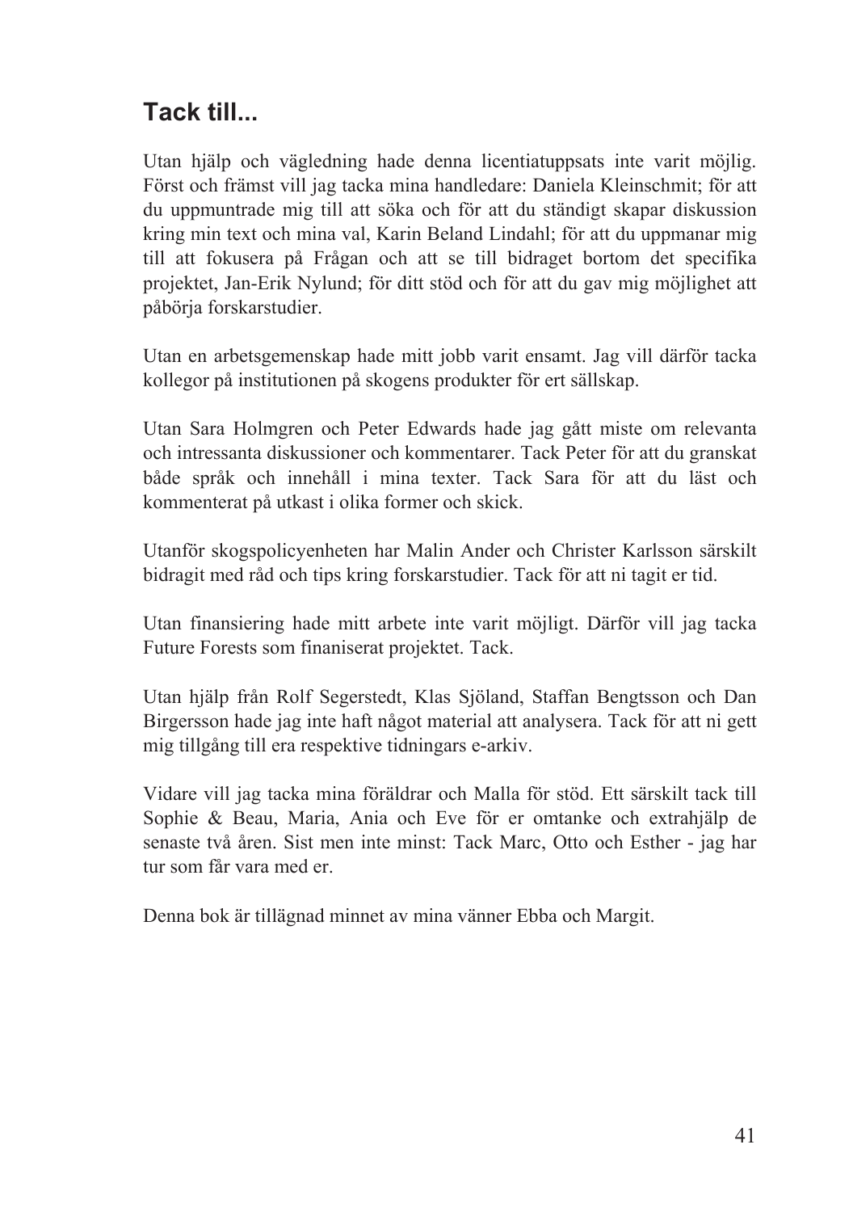## Tack till...

Utan hjälp och vägledning hade denna licentiatuppsats inte varit möjlig. Först och främst vill jag tacka mina handledare: Daniela Kleinschmit; för att du uppmuntrade mig till att söka och för att du ständigt skapar diskussion kring min text och mina val, Karin Beland Lindahl; för att du uppmanar mig till att fokusera på Frågan och att se till bidraget bortom det specifika projektet, Jan-Erik Nylund; för ditt stöd och för att du gav mig möjlighet att påbörja forskarstudier.

Utan en arbetsgemenskap hade mitt jobb varit ensamt. Jag vill därför tacka kollegor på institutionen på skogens produkter för ert sällskap.

Utan Sara Holmgren och Peter Edwards hade jag gått miste om relevanta och intressanta diskussioner och kommentarer. Tack Peter för att du granskat både språk och innehåll i mina texter. Tack Sara för att du läst och kommenterat på utkast i olika former och skick.

Utanför skogspolicyenheten har Malin Ander och Christer Karlsson särskilt bidragit med råd och tips kring forskarstudier. Tack för att ni tagit er tid.

Utan finansiering hade mitt arbete inte varit möjligt. Därför vill jag tacka Future Forests som finaniserat projektet. Tack.

Utan hjälp från Rolf Segerstedt, Klas Sjöland, Staffan Bengtsson och Dan Birgersson hade jag inte haft något material att analysera. Tack för att ni gett mig tillgång till era respektive tidningars e-arkiv.

Vidare vill jag tacka mina föräldrar och Malla för stöd. Ett särskilt tack till Sophie & Beau, Maria, Ania och Eve för er omtanke och extrahjälp de senaste två åren. Sist men inte minst: Tack Marc, Otto och Esther - jag har tur som får vara med er.

Denna bok är tillägnad minnet av mina vänner Ebba och Margit.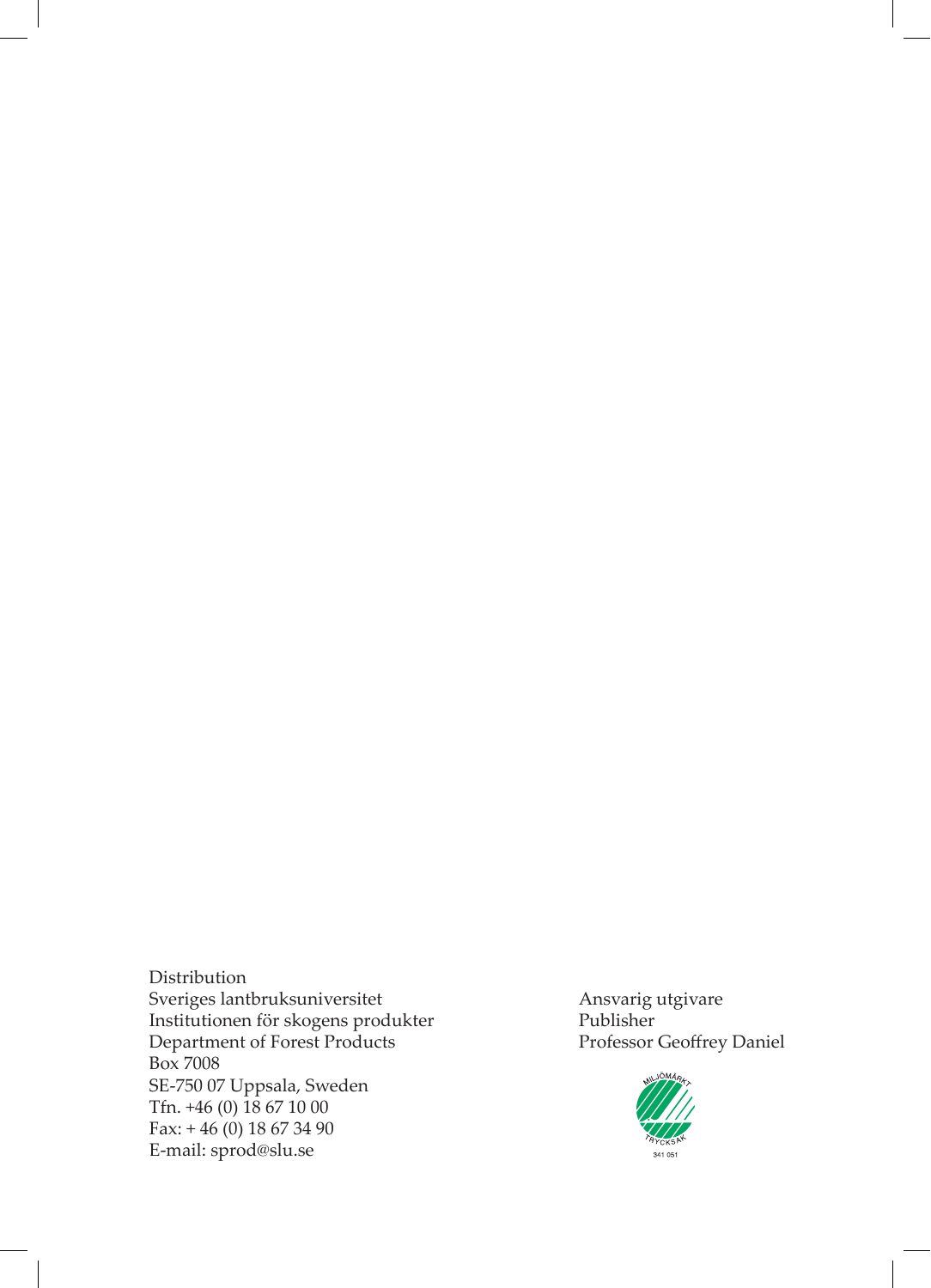Distribution
Sveriges lantbruksuniversitet
Institutionen för skogens produkter
Department of Forest Products
Box 7008
SE-750 07 Uppsala, Sweden
Tfn. +46 (0) 18 67 10 00
Fax: + 46 (0) 18 67 34 90
E-mail: sprod@slu.se

Ansvarig utgivare
Publisher
Professor Geoffrey Daniel

MILJÖMÄRKT
TRYCKSAK
341 051